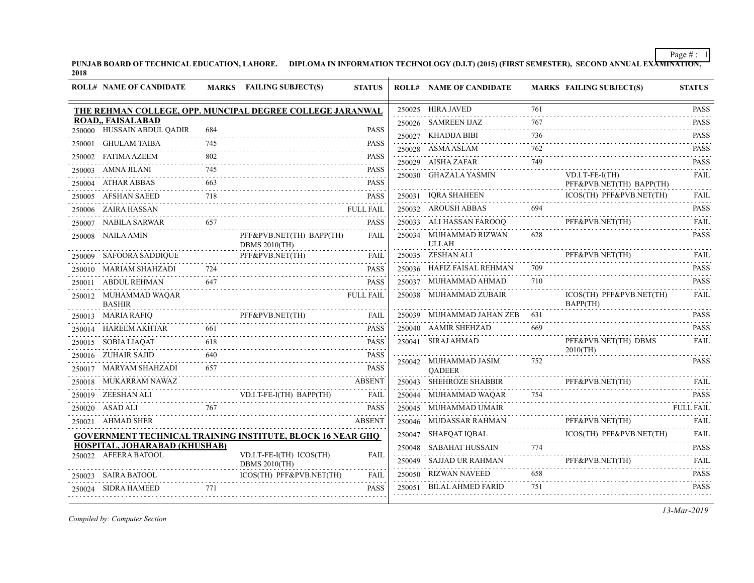**PUNJAB BOARD OF TECHNICAL EDUCATION, LAHORE. DIPLOMA IN INFORMATION TECHNOLOGY (D.I.T) (2015) (FIRST SEMESTER), SECOND ANNUAL EXAMINATION, 2018**

| ROLL# | NAME OF CANDIDATE | MARKS | FAILING SUBJECT(S) | STATUS |
|---|---|---|---|---|
| **THE REHMAN COLLEGE, OPP. MUNCIPAL DEGREE COLLEGE JARANWAL ROAD,, FAISALABAD** | | | | |
| 250000 | HUSSAIN ABDUL QADIR | 684 | | PASS |
| 250001 | GHULAM TAIBA | 745 | | PASS |
| 250002 | FATIMA AZEEM | 802 | | PASS |
| 250003 | AMNA JILANI | 745 | | PASS |
| 250004 | ATHAR ABBAS | 663 | | PASS |
| 250005 | AFSHAN SAEED | 718 | | PASS |
| 250006 | ZAIRA HASSAN | | | FULL FAIL |
| 250007 | NABILA SARWAR | 657 | | PASS |
| 250008 | NAILA AMIN | | PFF&PVB.NET(TH) BAPP(TH) DBMS 2010(TH) | FAIL |
| 250009 | SAFOORA SADDIQUE | | PFF&PVB.NET(TH) | FAIL |
| 250010 | MARIAM SHAHZADI | 724 | | PASS |
| 250011 | ABDUL REHMAN | 647 | | PASS |
| 250012 | MUHAMMAD WAQAR BASHIR | | | FULL FAIL |
| 250013 | MARIA RAFIQ | | PFF&PVB.NET(TH) | FAIL |
| 250014 | HAREEM AKHTAR | 661 | | PASS |
| 250015 | SOBIA LIAQAT | 618 | | PASS |
| 250016 | ZUHAIR SAJID | 640 | | PASS |
| 250017 | MARYAM SHAHZADI | 657 | | PASS |
| 250018 | MUKARRAM NAWAZ | | | ABSENT |
| 250019 | ZEESHAN ALI | | VD.I.T-FE-I(TH) BAPP(TH) | FAIL |
| 250020 | ASAD ALI | 767 | | PASS |
| 250021 | AHMAD SHER | | | ABSENT |
| **GOVERNMENT TECHNICAL TRAINING INSTITUTE, BLOCK 16 NEAR GHQ HOSPITAL, JOHARABAD (KHUSHAB)** | | | | |
| 250022 | AFEERA BATOOL | | VD.I.T-FE-I(TH) ICOS(TH) DBMS 2010(TH) | FAIL |
| 250023 | SAIRA BATOOL | | ICOS(TH) PFF&PVB.NET(TH) | FAIL |
| 250024 | SIDRA HAMEED | 771 | | PASS |
| 250025 | HIRA JAVED | 761 | | PASS |
| 250026 | SAMREEN IJAZ | 767 | | PASS |
| 250027 | KHADIJA BIBI | 736 | | PASS |
| 250028 | ASMA ASLAM | 762 | | PASS |
| 250029 | AISHA ZAFAR | 749 | | PASS |
| 250030 | GHAZALA YASMIN | | VD.I.T-FE-I(TH) PFF&PVB.NET(TH) BAPP(TH) | FAIL |
| 250031 | IQRA SHAHEEN | | ICOS(TH) PFF&PVB.NET(TH) | FAIL |
| 250032 | AROUSH ABBAS | 694 | | PASS |
| 250033 | ALI HASSAN FAROOQ | | PFF&PVB.NET(TH) | FAIL |
| 250034 | MUHAMMAD RIZWAN ULLAH | 628 | | PASS |
| 250035 | ZESHAN ALI | | PFF&PVB.NET(TH) | FAIL |
| 250036 | HAFIZ FAISAL REHMAN | 709 | | PASS |
| 250037 | MUHAMMAD AHMAD | 710 | | PASS |
| 250038 | MUHAMMAD ZUBAIR | | ICOS(TH) PFF&PVB.NET(TH) BAPP(TH) | FAIL |
| 250039 | MUHAMMAD JAHAN ZEB | 631 | | PASS |
| 250040 | AAMIR SHEHZAD | 669 | | PASS |
| 250041 | SIRAJ AHMAD | | PFF&PVB.NET(TH) DBMS 2010(TH) | FAIL |
| 250042 | MUHAMMAD JASIM QADEER | 752 | | PASS |
| 250043 | SHEHROZE SHABBIR | | PFF&PVB.NET(TH) | FAIL |
| 250044 | MUHAMMAD WAQAR | 754 | | PASS |
| 250045 | MUHAMMAD UMAIR | | | FULL FAIL |
| 250046 | MUDASSAR RAHMAN | | PFF&PVB.NET(TH) | FAIL |
| 250047 | SHAFQAT IQBAL | | ICOS(TH) PFF&PVB.NET(TH) | FAIL |
| 250048 | SABAHAT HUSSAIN | 774 | | PASS |
| 250049 | SAJJAD UR RAHMAN | | PFF&PVB.NET(TH) | FAIL |
| 250050 | RIZWAN NAVEED | 658 | | PASS |
| 250051 | BILAL AHMED FARID | 751 | | PASS |

*Compiled by: Computer Section*

*13-Mar-2019*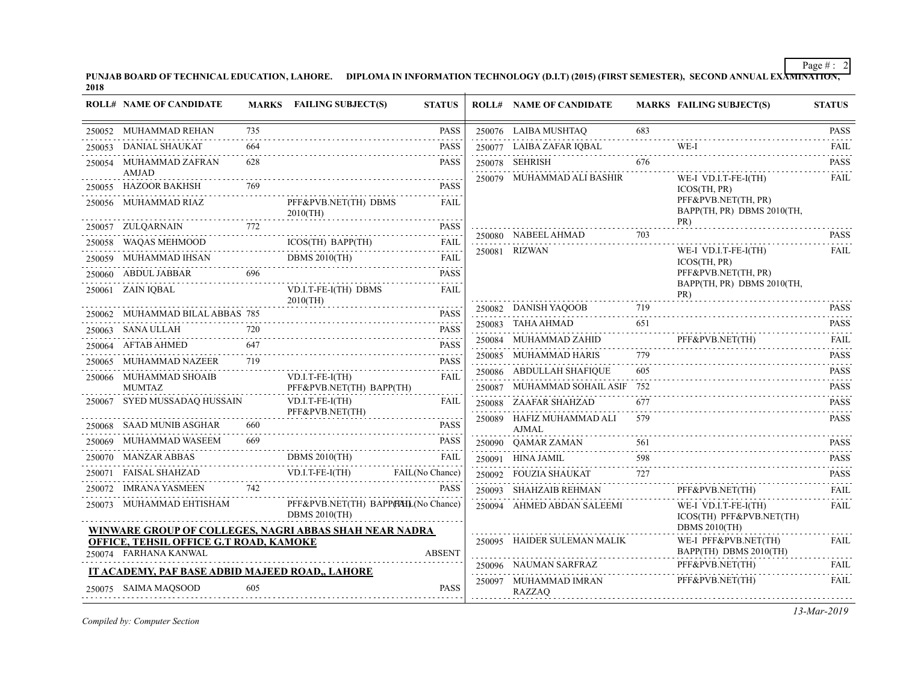PUNJAB BOARD OF TECHNICAL EDUCATION, LAHORE. DIPLOMA IN INFORMATION TECHNOLOGY (D.I.T) (2015) (FIRST SEMESTER), SECOND ANNUAL EXAMINATION, 2018

| ROLL# | NAME OF CANDIDATE | MARKS | FAILING SUBJECT(S) | STATUS |
|---|---|---|---|---|
| 250052 | MUHAMMAD REHAN | 735 | | PASS |
| 250053 | DANIAL SHAUKAT | 664 | | PASS |
| 250054 | MUHAMMAD ZAFRAN AMJAD | 628 | | PASS |
| 250055 | HAZOOR BAKHSH | 769 | | PASS |
| 250056 | MUHAMMAD RIAZ | | PFF&PVB.NET(TH) DBMS 2010(TH) | FAIL |
| 250057 | ZULQARNAIN | 772 | | PASS |
| 250058 | WAQAS MEHMOOD | | ICOS(TH) BAPP(TH) | FAIL |
| 250059 | MUHAMMAD IHSAN | | DBMS 2010(TH) | FAIL |
| 250060 | ABDUL JABBAR | 696 | | PASS |
| 250061 | ZAIN IQBAL | | VD.I.T-FE-I(TH) DBMS 2010(TH) | FAIL |
| 250062 | MUHAMMAD BILAL ABBAS | 785 | | PASS |
| 250063 | SANA ULLAH | 720 | | PASS |
| 250064 | AFTAB AHMED | 647 | | PASS |
| 250065 | MUHAMMAD NAZEER | 719 | | PASS |
| 250066 | MUHAMMAD SHOAIB MUMTAZ | | VD.I.T-FE-I(TH) PFF&PVB.NET(TH) BAPP(TH) | FAIL |
| 250067 | SYED MUSSADAQ HUSSAIN | | VD.I.T-FE-I(TH) PFF&PVB.NET(TH) | FAIL |
| 250068 | SAAD MUNIB ASGHAR | 660 | | PASS |
| 250069 | MUHAMMAD WASEEM | 669 | | PASS |
| 250070 | MANZAR ABBAS | | DBMS 2010(TH) | FAIL |
| 250071 | FAISAL SHAHZAD | | VD.I.T-FE-I(TH) | FAIL(No Chance) |
| 250072 | IMRANA YASMEEN | 742 | | PASS |
| 250073 | MUHAMMAD EHTISHAM | | PFF&PVB.NET(TH) BAPP(TH) DBMS 2010(TH) | FAIL(No Chance) |

**WINWARE GROUP OF COLLEGES, NAGRI ABBAS SHAH NEAR NADRA OFFICE, TEHSIL OFFICE G.T ROAD, KAMOKE**

| ROLL# | NAME OF CANDIDATE | MARKS | FAILING SUBJECT(S) | STATUS |
|---|---|---|---|---|
| 250074 | FARHANA KANWAL | | | ABSENT |

**IT ACADEMY, PAF BASE ADBID MAJEED ROAD,, LAHORE**

| ROLL# | NAME OF CANDIDATE | MARKS | FAILING SUBJECT(S) | STATUS |
|---|---|---|---|---|
| 250075 | SAIMA MAQSOOD | 605 | | PASS |
| 250076 | LAIBA MUSHTAQ | 683 | | PASS |
| 250077 | LAIBA ZAFAR IQBAL | | WE-I | FAIL |
| 250078 | SEHRISH | 676 | | PASS |
| 250079 | MUHAMMAD ALI BASHIR | | WE-I VD.I.T-FE-I(TH) ICOS(TH, PR) PFF&PVB.NET(TH, PR) BAPP(TH, PR) DBMS 2010(TH, PR) | FAIL |
| 250080 | NABEEL AHMAD | 703 | | PASS |
| 250081 | RIZWAN | | WE-I VD.I.T-FE-I(TH) ICOS(TH, PR) PFF&PVB.NET(TH, PR) BAPP(TH, PR) DBMS 2010(TH, PR) | FAIL |
| 250082 | DANISH YAQOOB | 719 | | PASS |
| 250083 | TAHA AHMAD | 651 | | PASS |
| 250084 | MUHAMMAD ZAHID | | PFF&PVB.NET(TH) | FAIL |
| 250085 | MUHAMMAD HARIS | 779 | | PASS |
| 250086 | ABDULLAH SHAFIQUE | 605 | | PASS |
| 250087 | MUHAMMAD SOHAIL ASIF | 752 | | PASS |
| 250088 | ZAAFAR SHAHZAD | 677 | | PASS |
| 250089 | HAFIZ MUHAMMAD ALI AJMAL | 579 | | PASS |
| 250090 | QAMAR ZAMAN | 561 | | PASS |
| 250091 | HINA JAMIL | 598 | | PASS |
| 250092 | FOUZIA SHAUKAT | 727 | | PASS |
| 250093 | SHAHZAIB REHMAN | | PFF&PVB.NET(TH) | FAIL |
| 250094 | AHMED ABDAN SALEEMI | | WE-I VD.I.T-FE-I(TH) ICOS(TH) PFF&PVB.NET(TH) DBMS 2010(TH) | FAIL |
| 250095 | HAIDER SULEMAN MALIK | | WE-I PFF&PVB.NET(TH) BAPP(TH) DBMS 2010(TH) | FAIL |
| 250096 | NAUMAN SARFRAZ | | PFF&PVB.NET(TH) | FAIL |
| 250097 | MUHAMMAD IMRAN RAZZAQ | | PFF&PVB.NET(TH) | FAIL |

*Compiled by: Computer Section*

*13-Mar-2019*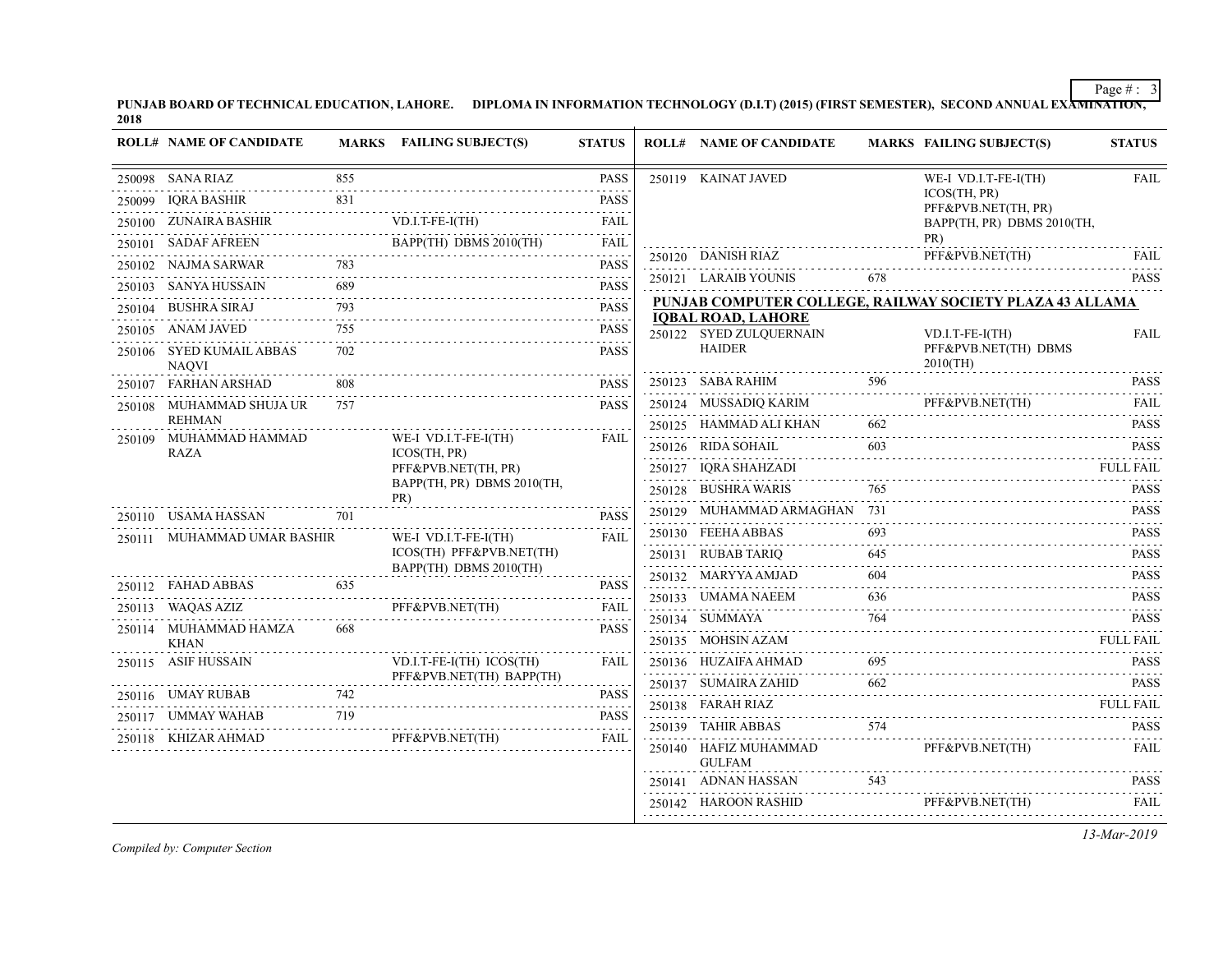**PUNJAB BOARD OF TECHNICAL EDUCATION, LAHORE. DIPLOMA IN INFORMATION TECHNOLOGY (D.I.T) (2015) (FIRST SEMESTER), SECOND ANNUAL EXAMINATION, 2018**

| ROLL# | NAME OF CANDIDATE | MARKS | FAILING SUBJECT(S) | STATUS |
|---|---|---|---|---|
| 250098 | SANA RIAZ | 855 | | PASS |
| 250099 | IQRA BASHIR | 831 | | PASS |
| 250100 | ZUNAIRA BASHIR | | VD.I.T-FE-I(TH) | FAIL |
| 250101 | SADAF AFREEN | | BAPP(TH) DBMS 2010(TH) | FAIL |
| 250102 | NAJMA SARWAR | 783 | | PASS |
| 250103 | SANYA HUSSAIN | 689 | | PASS |
| 250104 | BUSHRA SIRAJ | 793 | | PASS |
| 250105 | ANAM JAVED | 755 | | PASS |
| 250106 | SYED KUMAIL ABBAS NAQVI | 702 | | PASS |
| 250107 | FARHAN ARSHAD | 808 | | PASS |
| 250108 | MUHAMMAD SHUJA UR REHMAN | 757 | | PASS |
| 250109 | MUHAMMAD HAMMAD RAZA | | WE-I VD.I.T-FE-I(TH) ICOS(TH, PR) PFF&PVB.NET(TH, PR) BAPP(TH, PR) DBMS 2010(TH, PR) | FAIL |
| 250110 | USAMA HASSAN | 701 | | PASS |
| 250111 | MUHAMMAD UMAR BASHIR | | WE-I VD.I.T-FE-I(TH) ICOS(TH) PFF&PVB.NET(TH) BAPP(TH) DBMS 2010(TH) | FAIL |
| 250112 | FAHAD ABBAS | 635 | | PASS |
| 250113 | WAQAS AZIZ | | PFF&PVB.NET(TH) | FAIL |
| 250114 | MUHAMMAD HAMZA KHAN | 668 | | PASS |
| 250115 | ASIF HUSSAIN | | VD.I.T-FE-I(TH) ICOS(TH) PFF&PVB.NET(TH) BAPP(TH) | FAIL |
| 250116 | UMAY RUBAB | 742 | | PASS |
| 250117 | UMMAY WAHAB | 719 | | PASS |
| 250118 | KHIZAR AHMAD | | PFF&PVB.NET(TH) | FAIL |
| 250119 | KAINAT JAVED | | WE-I VD.I.T-FE-I(TH) ICOS(TH, PR) PFF&PVB.NET(TH, PR) BAPP(TH, PR) DBMS 2010(TH, PR) | FAIL |
| 250120 | DANISH RIAZ | | PFF&PVB.NET(TH) | FAIL |
| 250121 | LARAIB YOUNIS | 678 | | PASS |

**PUNJAB COMPUTER COLLEGE, RAILWAY SOCIETY PLAZA 43 ALLAMA IQBAL ROAD, LAHORE**

| ROLL# | NAME OF CANDIDATE | MARKS | FAILING SUBJECT(S) | STATUS |
|---|---|---|---|---|
| 250122 | SYED ZULQUERNAIN HAIDER | | VD.I.T-FE-I(TH) PFF&PVB.NET(TH) DBMS 2010(TH) | FAIL |
| 250123 | SABA RAHIM | 596 | | PASS |
| 250124 | MUSSADIQ KARIM | | PFF&PVB.NET(TH) | FAIL |
| 250125 | HAMMAD ALI KHAN | 662 | | PASS |
| 250126 | RIDA SOHAIL | 603 | | PASS |
| 250127 | IQRA SHAHZADI | | | FULL FAIL |
| 250128 | BUSHRA WARIS | 765 | | PASS |
| 250129 | MUHAMMAD ARMAGHAN | 731 | | PASS |
| 250130 | FEEHA ABBAS | 693 | | PASS |
| 250131 | RUBAB TARIQ | 645 | | PASS |
| 250132 | MARYYA AMJAD | 604 | | PASS |
| 250133 | UMAMA NAEEM | 636 | | PASS |
| 250134 | SUMMAYA | 764 | | PASS |
| 250135 | MOHSIN AZAM | | | FULL FAIL |
| 250136 | HUZAIFA AHMAD | 695 | | PASS |
| 250137 | SUMAIRA ZAHID | 662 | | PASS |
| 250138 | FARAH RIAZ | | | FULL FAIL |
| 250139 | TAHIR ABBAS | 574 | | PASS |
| 250140 | HAFIZ MUHAMMAD GULFAM | | PFF&PVB.NET(TH) | FAIL |
| 250141 | ADNAN HASSAN | 543 | | PASS |
| 250142 | HAROON RASHID | | PFF&PVB.NET(TH) | FAIL |

*Compiled by: Computer Section*

*13-Mar-2019*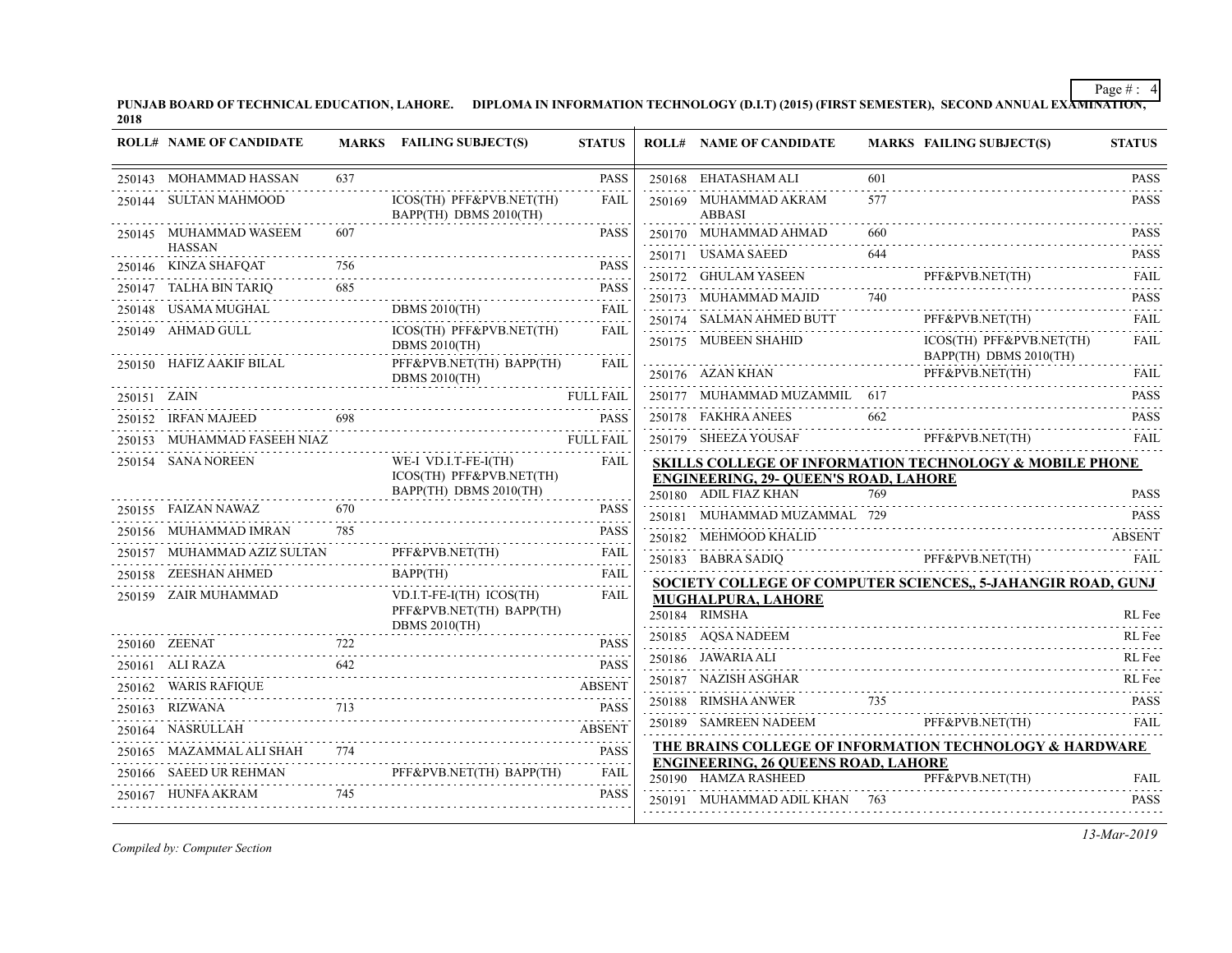**PUNJAB BOARD OF TECHNICAL EDUCATION, LAHORE. DIPLOMA IN INFORMATION TECHNOLOGY (D.I.T) (2015) (FIRST SEMESTER), SECOND ANNUAL EXAMINATION, 2018**

| ROLL# | NAME OF CANDIDATE | MARKS | FAILING SUBJECT(S) | STATUS |
|---|---|---|---|---|
| 250143 | MOHAMMAD HASSAN | 637 | | PASS |
| 250144 | SULTAN MAHMOOD | | ICOS(TH) PFF&PVB.NET(TH) BAPP(TH) DBMS 2010(TH) | FAIL |
| 250145 | MUHAMMAD WASEEM HASSAN | 607 | | PASS |
| 250146 | KINZA SHAFQAT | 756 | | PASS |
| 250147 | TALHA BIN TARIQ | 685 | | PASS |
| 250148 | USAMA MUGHAL | | DBMS 2010(TH) | FAIL |
| 250149 | AHMAD GULL | | ICOS(TH) PFF&PVB.NET(TH) DBMS 2010(TH) | FAIL |
| 250150 | HAFIZ AAKIF BILAL | | PFF&PVB.NET(TH) BAPP(TH) DBMS 2010(TH) | FAIL |
| 250151 | ZAIN | | | FULL FAIL |
| 250152 | IRFAN MAJEED | 698 | | PASS |
| 250153 | MUHAMMAD FASEEH NIAZ | | | FULL FAIL |
| 250154 | SANA NOREEN | | WE-I VD.I.T-FE-I(TH) ICOS(TH) PFF&PVB.NET(TH) BAPP(TH) DBMS 2010(TH) | FAIL |
| 250155 | FAIZAN NAWAZ | 670 | | PASS |
| 250156 | MUHAMMAD IMRAN | 785 | | PASS |
| 250157 | MUHAMMAD AZIZ SULTAN | | PFF&PVB.NET(TH) | FAIL |
| 250158 | ZEESHAN AHMED | | BAPP(TH) | FAIL |
| 250159 | ZAIR MUHAMMAD | | VD.I.T-FE-I(TH) ICOS(TH) PFF&PVB.NET(TH) BAPP(TH) DBMS 2010(TH) | FAIL |
| 250160 | ZEENAT | 722 | | PASS |
| 250161 | ALI RAZA | 642 | | PASS |
| 250162 | WARIS RAFIQUE | | | ABSENT |
| 250163 | RIZWANA | 713 | | PASS |
| 250164 | NASRULLAH | | | ABSENT |
| 250165 | MAZAMMAL ALI SHAH | 774 | | PASS |
| 250166 | SAEED UR REHMAN | | PFF&PVB.NET(TH) BAPP(TH) | FAIL |
| 250167 | HUNFA AKRAM | 745 | | PASS |
| 250168 | EHATASHAM ALI | 601 | | PASS |
| 250169 | MUHAMMAD AKRAM ABBASI | 577 | | PASS |
| 250170 | MUHAMMAD AHMAD | 660 | | PASS |
| 250171 | USAMA SAEED | 644 | | PASS |
| 250172 | GHULAM YASEEN | | PFF&PVB.NET(TH) | FAIL |
| 250173 | MUHAMMAD MAJID | 740 | | PASS |
| 250174 | SALMAN AHMED BUTT | | PFF&PVB.NET(TH) | FAIL |
| 250175 | MUBEEN SHAHID | | ICOS(TH) PFF&PVB.NET(TH) BAPP(TH) DBMS 2010(TH) | FAIL |
| 250176 | AZAN KHAN | | PFF&PVB.NET(TH) | FAIL |
| 250177 | MUHAMMAD MUZAMMIL | 617 | | PASS |
| 250178 | FAKHRA ANEES | 662 | | PASS |
| 250179 | SHEEZA YOUSAF | | PFF&PVB.NET(TH) | FAIL |

**SKILLS COLLEGE OF INFORMATION TECHNOLOGY & MOBILE PHONE ENGINEERING, 29- QUEEN'S ROAD, LAHORE**

| ROLL# | NAME OF CANDIDATE | MARKS | FAILING SUBJECT(S) | STATUS |
|---|---|---|---|---|
| 250180 | ADIL FIAZ KHAN | 769 | | PASS |
| 250181 | MUHAMMAD MUZAMMAL | 729 | | PASS |
| 250182 | MEHMOOD KHALID | | | ABSENT |
| 250183 | BABRA SADIQ | | PFF&PVB.NET(TH) | FAIL |

**SOCIETY COLLEGE OF COMPUTER SCIENCES,, 5-JAHANGIR ROAD, GUNJ MUGHALPURA, LAHORE**

| ROLL# | NAME OF CANDIDATE | MARKS | FAILING SUBJECT(S) | STATUS |
|---|---|---|---|---|
| 250184 | RIMSHA | | | RL Fee |
| 250185 | AQSA NADEEM | | | RL Fee |
| 250186 | JAWARIA ALI | | | RL Fee |
| 250187 | NAZISH ASGHAR | | | RL Fee |
| 250188 | RIMSHA ANWER | 735 | | PASS |
| 250189 | SAMREEN NADEEM | | PFF&PVB.NET(TH) | FAIL |

**THE BRAINS COLLEGE OF INFORMATION TECHNOLOGY & HARDWARE ENGINEERING, 26 QUEENS ROAD, LAHORE**

| ROLL# | NAME OF CANDIDATE | MARKS | FAILING SUBJECT(S) | STATUS |
|---|---|---|---|---|
| 250190 | HAMZA RASHEED | | PFF&PVB.NET(TH) | FAIL |
| 250191 | MUHAMMAD ADIL KHAN | 763 | | PASS |

*Compiled by: Computer Section*

*13-Mar-2019*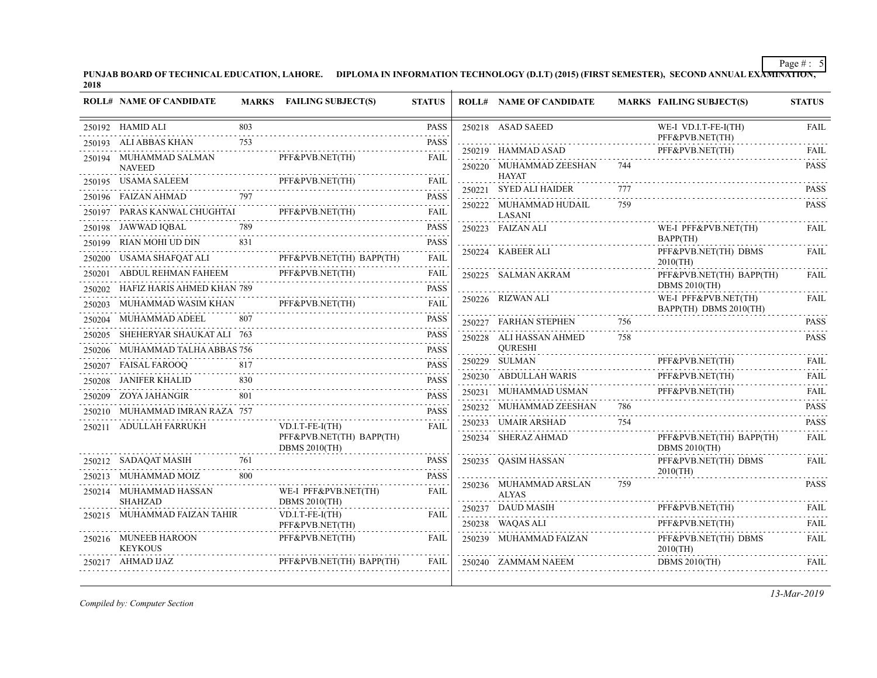**PUNJAB BOARD OF TECHNICAL EDUCATION, LAHORE. DIPLOMA IN INFORMATION TECHNOLOGY (D.I.T) (2015) (FIRST SEMESTER), SECOND ANNUAL EXAMINATION, 2018**

| ROLL# | NAME OF CANDIDATE | MARKS | FAILING SUBJECT(S) | STATUS |
|---|---|---|---|---|
| 250192 | HAMID ALI | 803 | | PASS |
| 250193 | ALI ABBAS KHAN | 753 | | PASS |
| 250194 | MUHAMMAD SALMAN NAVEED | | PFF&PVB.NET(TH) | FAIL |
| 250195 | USAMA SALEEM | | PFF&PVB.NET(TH) | FAIL |
| 250196 | FAIZAN AHMAD | 797 | | PASS |
| 250197 | PARAS KANWAL CHUGHTAI | | PFF&PVB.NET(TH) | FAIL |
| 250198 | JAWWAD IQBAL | 789 | | PASS |
| 250199 | RIAN MOHI UD DIN | 831 | | PASS |
| 250200 | USAMA SHAFQAT ALI | | PFF&PVB.NET(TH) BAPP(TH) | FAIL |
| 250201 | ABDUL REHMAN FAHEEM | | PFF&PVB.NET(TH) | FAIL |
| 250202 | HAFIZ HARIS AHMED KHAN | 789 | | PASS |
| 250203 | MUHAMMAD WASIM KHAN | | PFF&PVB.NET(TH) | FAIL |
| 250204 | MUHAMMAD ADEEL | 807 | | PASS |
| 250205 | SHEHERYAR SHAUKAT ALI | 763 | | PASS |
| 250206 | MUHAMMAD TALHA ABBAS | 756 | | PASS |
| 250207 | FAISAL FAROOQ | 817 | | PASS |
| 250208 | JANIFER KHALID | 830 | | PASS |
| 250209 | ZOYA JAHANGIR | 801 | | PASS |
| 250210 | MUHAMMAD IMRAN RAZA | 757 | | PASS |
| 250211 | ADULLAH FARRUKH | | VD.I.T-FE-I(TH) PFF&PVB.NET(TH) BAPP(TH) DBMS 2010(TH) | FAIL |
| 250212 | SADAQAT MASIH | 761 | | PASS |
| 250213 | MUHAMMAD MOIZ | 800 | | PASS |
| 250214 | MUHAMMAD HASSAN SHAHZAD | | WE-I PFF&PVB.NET(TH) DBMS 2010(TH) | FAIL |
| 250215 | MUHAMMAD FAIZAN TAHIR | | VD.I.T-FE-I(TH) PFF&PVB.NET(TH) | FAIL |
| 250216 | MUNEEB HAROON KEYKOUS | | PFF&PVB.NET(TH) | FAIL |
| 250217 | AHMAD IJAZ | | PFF&PVB.NET(TH) BAPP(TH) | FAIL |
| 250218 | ASAD SAEED | | WE-I VD.I.T-FE-I(TH) PFF&PVB.NET(TH) | FAIL |
| 250219 | HAMMAD ASAD | | PFF&PVB.NET(TH) | FAIL |
| 250220 | MUHAMMAD ZEESHAN HAYAT | 744 | | PASS |
| 250221 | SYED ALI HAIDER | 777 | | PASS |
| 250222 | MUHAMMAD HUDAIL LASANI | 759 | | PASS |
| 250223 | FAIZAN ALI | | WE-I PFF&PVB.NET(TH) BAPP(TH) | FAIL |
| 250224 | KABEER ALI | | PFF&PVB.NET(TH) DBMS 2010(TH) | FAIL |
| 250225 | SALMAN AKRAM | | PFF&PVB.NET(TH) BAPP(TH) DBMS 2010(TH) | FAIL |
| 250226 | RIZWAN ALI | | WE-I PFF&PVB.NET(TH) BAPP(TH) DBMS 2010(TH) | FAIL |
| 250227 | FARHAN STEPHEN | 756 | | PASS |
| 250228 | ALI HASSAN AHMED QURESHI | 758 | | PASS |
| 250229 | SULMAN | | PFF&PVB.NET(TH) | FAIL |
| 250230 | ABDULLAH WARIS | | PFF&PVB.NET(TH) | FAIL |
| 250231 | MUHAMMAD USMAN | | PFF&PVB.NET(TH) | FAIL |
| 250232 | MUHAMMAD ZEESHAN | 786 | | PASS |
| 250233 | UMAIR ARSHAD | 754 | | PASS |
| 250234 | SHERAZ AHMAD | | PFF&PVB.NET(TH) BAPP(TH) DBMS 2010(TH) | FAIL |
| 250235 | QASIM HASSAN | | PFF&PVB.NET(TH) DBMS 2010(TH) | FAIL |
| 250236 | MUHAMMAD ARSLAN ALYAS | 759 | | PASS |
| 250237 | DAUD MASIH | | PFF&PVB.NET(TH) | FAIL |
| 250238 | WAQAS ALI | | PFF&PVB.NET(TH) | FAIL |
| 250239 | MUHAMMAD FAIZAN | | PFF&PVB.NET(TH) DBMS 2010(TH) | FAIL |
| 250240 | ZAMMAM NAEEM | | DBMS 2010(TH) | FAIL |

*Compiled by: Computer Section*

*13-Mar-2019*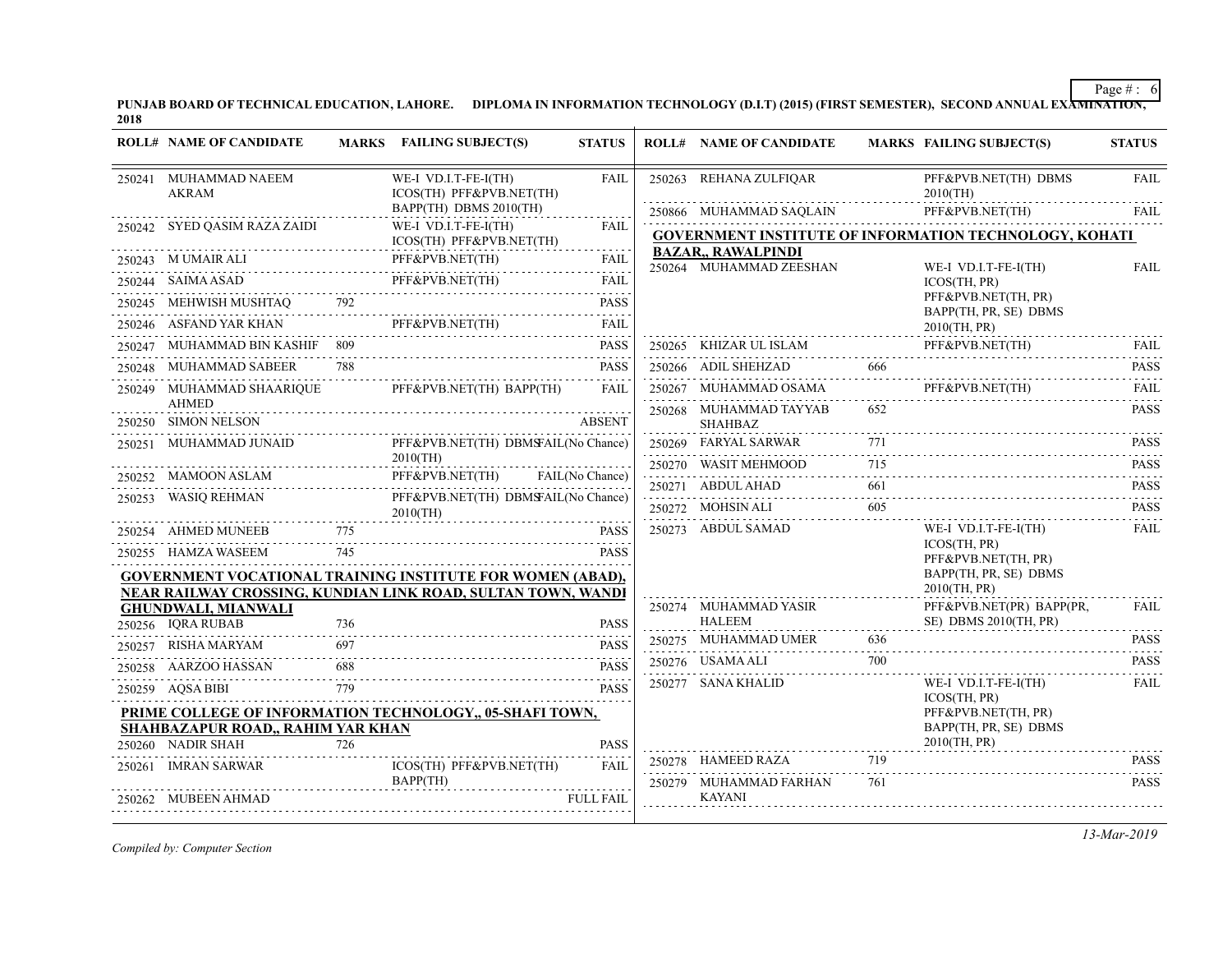PUNJAB BOARD OF TECHNICAL EDUCATION, LAHORE. DIPLOMA IN INFORMATION TECHNOLOGY (D.I.T) (2015) (FIRST SEMESTER), SECOND ANNUAL EXAMINATION, 2018

| ROLL# | NAME OF CANDIDATE | MARKS | FAILING SUBJECT(S) | STATUS |
|---|---|---|---|---|
| 250241 | MUHAMMAD NAEEM AKRAM | | WE-I VD.I.T-FE-I(TH) ICOS(TH) PFF&PVB.NET(TH) BAPP(TH) DBMS 2010(TH) | FAIL |
| 250242 | SYED QASIM RAZA ZAIDI | | WE-I VD.I.T-FE-I(TH) ICOS(TH) PFF&PVB.NET(TH) | FAIL |
| 250243 | M UMAIR ALI | | PFF&PVB.NET(TH) | FAIL |
| 250244 | SAIMA ASAD | | PFF&PVB.NET(TH) | FAIL |
| 250245 | MEHWISH MUSHTAQ | 792 | | PASS |
| 250246 | ASFAND YAR KHAN | | PFF&PVB.NET(TH) | FAIL |
| 250247 | MUHAMMAD BIN KASHIF | 809 | | PASS |
| 250248 | MUHAMMAD SABEER | 788 | | PASS |
| 250249 | MUHAMMAD SHAARIQUE AHMED | | PFF&PVB.NET(TH) BAPP(TH) | FAIL |
| 250250 | SIMON NELSON | | | ABSENT |
| 250251 | MUHAMMAD JUNAID | | PFF&PVB.NET(TH) DBMS 2010(TH) | FAIL(No Chance) |
| 250252 | MAMOON ASLAM | | PFF&PVB.NET(TH) | FAIL(No Chance) |
| 250253 | WASIQ REHMAN | | PFF&PVB.NET(TH) DBMS 2010(TH) | FAIL(No Chance) |
| 250254 | AHMED MUNEEB | 775 | | PASS |
| 250255 | HAMZA WASEEM | 745 | | PASS |

**GOVERNMENT VOCATIONAL TRAINING INSTITUTE FOR WOMEN (ABAD), NEAR RAILWAY CROSSING, KUNDIAN LINK ROAD, SULTAN TOWN, WANDI GHUNDWALI, MIANWALI**

| ROLL# | NAME OF CANDIDATE | MARKS | FAILING SUBJECT(S) | STATUS |
|---|---|---|---|---|
| 250256 | IQRA RUBAB | 736 | | PASS |
| 250257 | RISHA MARYAM | 697 | | PASS |
| 250258 | AARZOO HASSAN | 688 | | PASS |
| 250259 | AQSA BIBI | 779 | | PASS |

**PRIME COLLEGE OF INFORMATION TECHNOLOGY,, 05-SHAFI TOWN, SHAHBAZAPUR ROAD,, RAHIM YAR KHAN**

| ROLL# | NAME OF CANDIDATE | MARKS | FAILING SUBJECT(S) | STATUS |
|---|---|---|---|---|
| 250260 | NADIR SHAH | 726 | | PASS |
| 250261 | IMRAN SARWAR | | ICOS(TH) PFF&PVB.NET(TH) BAPP(TH) | FAIL |
| 250262 | MUBEEN AHMAD | | | FULL FAIL |
| 250263 | REHANA ZULFIQAR | | PFF&PVB.NET(TH) DBMS 2010(TH) | FAIL |
| 250866 | MUHAMMAD SAQLAIN | | PFF&PVB.NET(TH) | FAIL |

**GOVERNMENT INSTITUTE OF INFORMATION TECHNOLOGY, KOHATI BAZAR,, RAWALPINDI**

| ROLL# | NAME OF CANDIDATE | MARKS | FAILING SUBJECT(S) | STATUS |
|---|---|---|---|---|
| 250264 | MUHAMMAD ZEESHAN | | WE-I VD.I.T-FE-I(TH) ICOS(TH, PR) PFF&PVB.NET(TH, PR) BAPP(TH, PR, SE) DBMS 2010(TH, PR) | FAIL |
| 250265 | KHIZAR UL ISLAM | | PFF&PVB.NET(TH) | FAIL |
| 250266 | ADIL SHEHZAD | 666 | | PASS |
| 250267 | MUHAMMAD OSAMA | | PFF&PVB.NET(TH) | FAIL |
| 250268 | MUHAMMAD TAYYAB SHAHBAZ | 652 | | PASS |
| 250269 | FARYAL SARWAR | 771 | | PASS |
| 250270 | WASIT MEHMOOD | 715 | | PASS |
| 250271 | ABDUL AHAD | 661 | | PASS |
| 250272 | MOHSIN ALI | 605 | | PASS |
| 250273 | ABDUL SAMAD | | WE-I VD.I.T-FE-I(TH) ICOS(TH, PR) PFF&PVB.NET(TH, PR) BAPP(TH, PR, SE) DBMS 2010(TH, PR) | FAIL |
| 250274 | MUHAMMAD YASIR HALEEM | | PFF&PVB.NET(PR) BAPP(PR, SE) DBMS 2010(TH, PR) | FAIL |
| 250275 | MUHAMMAD UMER | 636 | | PASS |
| 250276 | USAMA ALI | 700 | | PASS |
| 250277 | SANA KHALID | | WE-I VD.I.T-FE-I(TH) ICOS(TH, PR) PFF&PVB.NET(TH, PR) BAPP(TH, PR, SE) DBMS 2010(TH, PR) | FAIL |
| 250278 | HAMEED RAZA | 719 | | PASS |
| 250279 | MUHAMMAD FARHAN KAYANI | 761 | | PASS |

*Compiled by: Computer Section*

*13-Mar-2019*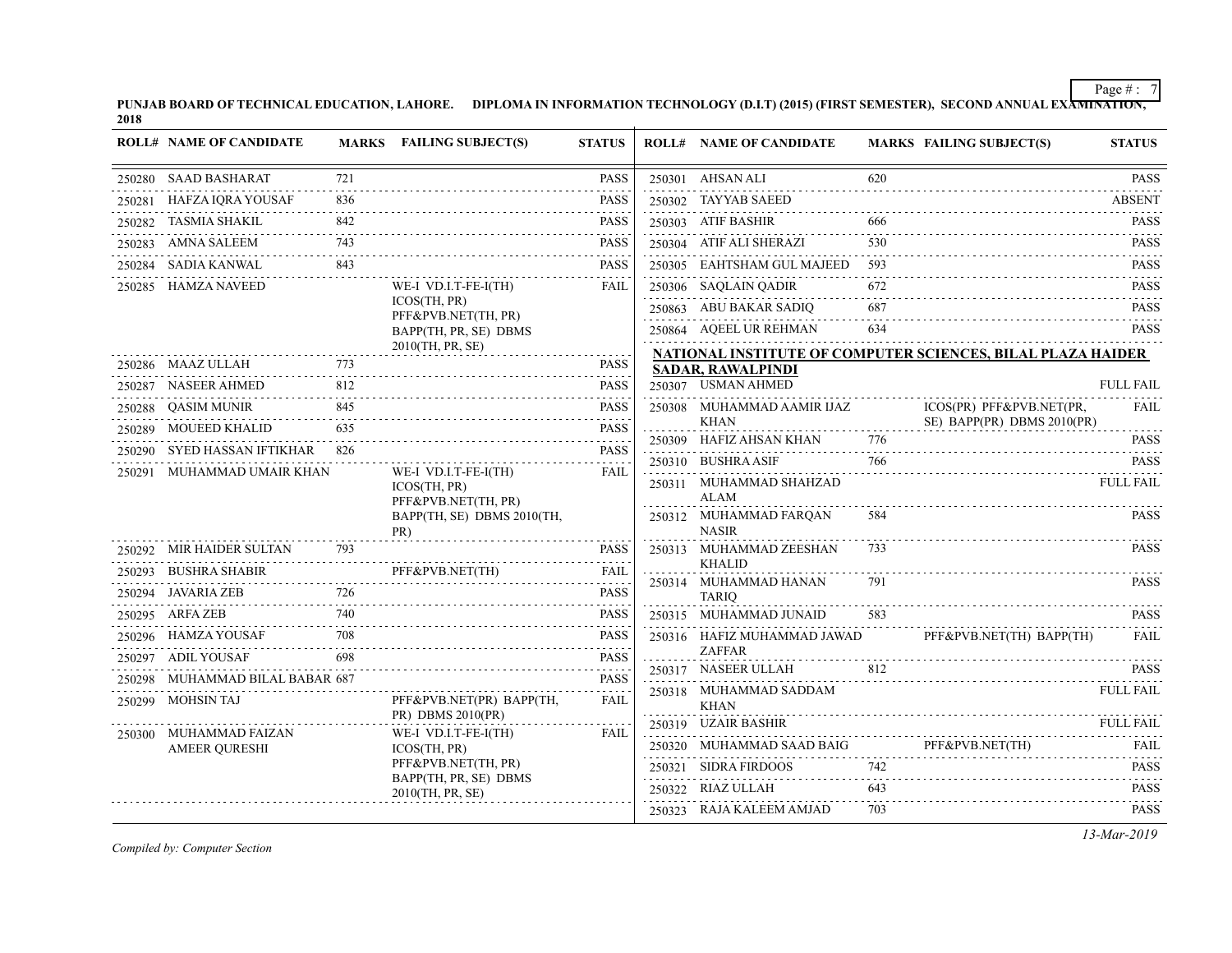**PUNJAB BOARD OF TECHNICAL EDUCATION, LAHORE. DIPLOMA IN INFORMATION TECHNOLOGY (D.I.T) (2015) (FIRST SEMESTER), SECOND ANNUAL EXAMINATION, 2018**

| ROLL# | NAME OF CANDIDATE | MARKS | FAILING SUBJECT(S) | STATUS |
|---|---|---|---|---|
| 250280 | SAAD BASHARAT | 721 | | PASS |
| 250281 | HAFZA IQRA YOUSAF | 836 | | PASS |
| 250282 | TASMIA SHAKIL | 842 | | PASS |
| 250283 | AMNA SALEEM | 743 | | PASS |
| 250284 | SADIA KANWAL | 843 | | PASS |
| 250285 | HAMZA NAVEED | | WE-I VD.I.T-FE-I(TH) ICOS(TH, PR) PFF&PVB.NET(TH, PR) BAPP(TH, PR, SE) DBMS 2010(TH, PR, SE) | FAIL |
| 250286 | MAAZ ULLAH | 773 | | PASS |
| 250287 | NASEER AHMED | 812 | | PASS |
| 250288 | QASIM MUNIR | 845 | | PASS |
| 250289 | MOUEED KHALID | 635 | | PASS |
| 250290 | SYED HASSAN IFTIKHAR | 826 | | PASS |
| 250291 | MUHAMMAD UMAIR KHAN | | WE-I VD.I.T-FE-I(TH) ICOS(TH, PR) PFF&PVB.NET(TH, PR) BAPP(TH, SE) DBMS 2010(TH, PR) | FAIL |
| 250292 | MIR HAIDER SULTAN | 793 | | PASS |
| 250293 | BUSHRA SHABIR | | PFF&PVB.NET(TH) | FAIL |
| 250294 | JAVARIA ZEB | 726 | | PASS |
| 250295 | ARFA ZEB | 740 | | PASS |
| 250296 | HAMZA YOUSAF | 708 | | PASS |
| 250297 | ADIL YOUSAF | 698 | | PASS |
| 250298 | MUHAMMAD BILAL BABAR | 687 | | PASS |
| 250299 | MOHSIN TAJ | | PFF&PVB.NET(PR) BAPP(TH, PR) DBMS 2010(PR) | FAIL |
| 250300 | MUHAMMAD FAIZAN AMEER QURESHI | | WE-I VD.I.T-FE-I(TH) ICOS(TH, PR) PFF&PVB.NET(TH, PR) BAPP(TH, PR, SE) DBMS 2010(TH, PR, SE) | FAIL |
| 250301 | AHSAN ALI | 620 | | PASS |
| 250302 | TAYYAB SAEED | | | ABSENT |
| 250303 | ATIF BASHIR | 666 | | PASS |
| 250304 | ATIF ALI SHERAZI | 530 | | PASS |
| 250305 | EAHTSHAM GUL MAJEED | 593 | | PASS |
| 250306 | SAQLAIN QADIR | 672 | | PASS |
| 250863 | ABU BAKAR SADIQ | 687 | | PASS |
| 250864 | AQEEL UR REHMAN | 634 | | PASS |

**NATIONAL INSTITUTE OF COMPUTER SCIENCES, BILAL PLAZA HAIDER SADAR, RAWALPINDI**

| ROLL# | NAME OF CANDIDATE | MARKS | FAILING SUBJECT(S) | STATUS |
|---|---|---|---|---|
| 250307 | USMAN AHMED | | | FULL FAIL |
| 250308 | MUHAMMAD AAMIR IJAZ KHAN | | ICOS(PR) PFF&PVB.NET(PR, SE) BAPP(PR) DBMS 2010(PR) | FAIL |
| 250309 | HAFIZ AHSAN KHAN | 776 | | PASS |
| 250310 | BUSHRA ASIF | 766 | | PASS |
| 250311 | MUHAMMAD SHAHZAD ALAM | | | FULL FAIL |
| 250312 | MUHAMMAD FARQAN NASIR | 584 | | PASS |
| 250313 | MUHAMMAD ZEESHAN KHALID | 733 | | PASS |
| 250314 | MUHAMMAD HANAN TARIQ | 791 | | PASS |
| 250315 | MUHAMMAD JUNAID | 583 | | PASS |
| 250316 | HAFIZ MUHAMMAD JAWAD ZAFFAR | | PFF&PVB.NET(TH) BAPP(TH) | FAIL |
| 250317 | NASEER ULLAH | 812 | | PASS |
| 250318 | MUHAMMAD SADDAM KHAN | | | FULL FAIL |
| 250319 | UZAIR BASHIR | | | FULL FAIL |
| 250320 | MUHAMMAD SAAD BAIG | | PFF&PVB.NET(TH) | FAIL |
| 250321 | SIDRA FIRDOOS | 742 | | PASS |
| 250322 | RIAZ ULLAH | 643 | | PASS |
| 250323 | RAJA KALEEM AMJAD | 703 | | PASS |

*Compiled by: Computer Section*

*13-Mar-2019*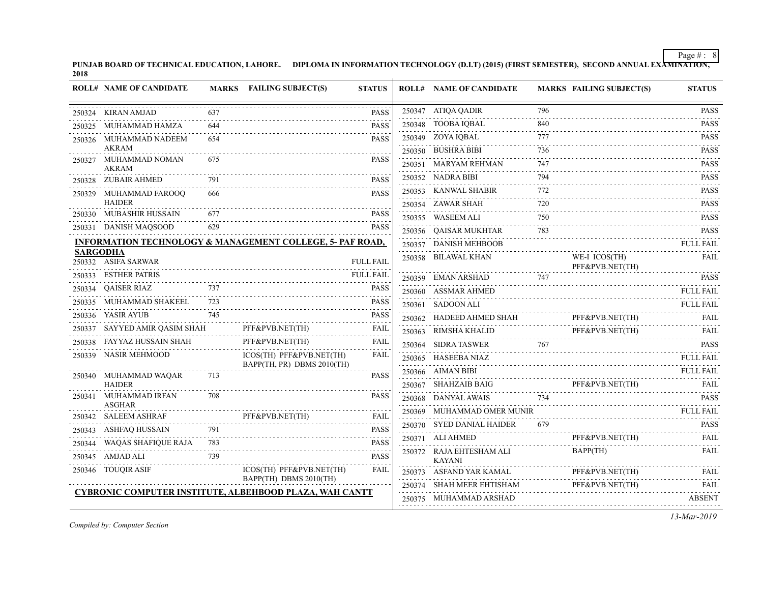**PUNJAB BOARD OF TECHNICAL EDUCATION, LAHORE. DIPLOMA IN INFORMATION TECHNOLOGY (D.I.T) (2015) (FIRST SEMESTER), SECOND ANNUAL EXAMINATION, 2018**

| ROLL# | NAME OF CANDIDATE | MARKS | FAILING SUBJECT(S) | STATUS |
|---|---|---|---|---|
| 250324 | KIRAN AMJAD | 637 | | PASS |
| 250325 | MUHAMMAD HAMZA | 644 | | PASS |
| 250326 | MUHAMMAD NADEEM AKRAM | 654 | | PASS |
| 250327 | MUHAMMAD NOMAN AKRAM | 675 | | PASS |
| 250328 | ZUBAIR AHMED | 791 | | PASS |
| 250329 | MUHAMMAD FAROOQ HAIDER | 666 | | PASS |
| 250330 | MUBASHIR HUSSAIN | 677 | | PASS |
| 250331 | DANISH MAQSOOD | 629 | | PASS |

**INFORMATION TECHNOLOGY & MANAGEMENT COLLEGE, 5- PAF ROAD, SARGODHA**

| ROLL# | NAME OF CANDIDATE | MARKS | FAILING SUBJECT(S) | STATUS |
|---|---|---|---|---|
| 250332 | ASIFA SARWAR | | | FULL FAIL |
| 250333 | ESTHER PATRIS | | | FULL FAIL |
| 250334 | QAISER RIAZ | 737 | | PASS |
| 250335 | MUHAMMAD SHAKEEL | 723 | | PASS |
| 250336 | YASIR AYUB | 745 | | PASS |
| 250337 | SAYYED AMIR QASIM SHAH | | PFF&PVB.NET(TH) | FAIL |
| 250338 | FAYYAZ HUSSAIN SHAH | | PFF&PVB.NET(TH) | FAIL |
| 250339 | NASIR MEHMOOD | | ICOS(TH) PFF&PVB.NET(TH) BAPP(TH, PR) DBMS 2010(TH) | FAIL |
| 250340 | MUHAMMAD WAQAR HAIDER | 713 | | PASS |
| 250341 | MUHAMMAD IRFAN ASGHAR | 708 | | PASS |
| 250342 | SALEEM ASHRAF | | PFF&PVB.NET(TH) | FAIL |
| 250343 | ASHFAQ HUSSAIN | 791 | | PASS |
| 250344 | WAQAS SHAFIQUE RAJA | 783 | | PASS |
| 250345 | AMJAD ALI | 739 | | PASS |
| 250346 | TOUQIR ASIF | | ICOS(TH) PFF&PVB.NET(TH) BAPP(TH) DBMS 2010(TH) | FAIL |

**CYBRONIC COMPUTER INSTITUTE, ALBEHBOOD PLAZA, WAH CANTT**

| ROLL# | NAME OF CANDIDATE | MARKS | FAILING SUBJECT(S) | STATUS |
|---|---|---|---|---|
| 250347 | ATIQA QADIR | 796 | | PASS |
| 250348 | TOOBA IQBAL | 840 | | PASS |
| 250349 | ZOYA IQBAL | 777 | | PASS |
| 250350 | BUSHRA BIBI | 736 | | PASS |
| 250351 | MARYAM REHMAN | 747 | | PASS |
| 250352 | NADRA BIBI | 794 | | PASS |
| 250353 | KANWAL SHABIR | 772 | | PASS |
| 250354 | ZAWAR SHAH | 720 | | PASS |
| 250355 | WASEEM ALI | 750 | | PASS |
| 250356 | QAISAR MUKHTAR | 783 | | PASS |
| 250357 | DANISH MEHBOOB | | | FULL FAIL |
| 250358 | BILAWAL KHAN | | WE-I ICOS(TH) PFF&PVB.NET(TH) | FAIL |
| 250359 | EMAN ARSHAD | 747 | | PASS |
| 250360 | ASSMAR AHMED | | | FULL FAIL |
| 250361 | SADOON ALI | | | FULL FAIL |
| 250362 | HADEED AHMED SHAH | | PFF&PVB.NET(TH) | FAIL |
| 250363 | RIMSHA KHALID | | PFF&PVB.NET(TH) | FAIL |
| 250364 | SIDRA TASWER | 767 | | PASS |
| 250365 | HASEEBA NIAZ | | | FULL FAIL |
| 250366 | AIMAN BIBI | | | FULL FAIL |
| 250367 | SHAHZAIB BAIG | | PFF&PVB.NET(TH) | FAIL |
| 250368 | DANYAL AWAIS | 734 | | PASS |
| 250369 | MUHAMMAD OMER MUNIR | | | FULL FAIL |
| 250370 | SYED DANIAL HAIDER | 679 | | PASS |
| 250371 | ALI AHMED | | PFF&PVB.NET(TH) | FAIL |
| 250372 | RAJA EHTESHAM ALI KAYANI | | BAPP(TH) | FAIL |
| 250373 | ASFAND YAR KAMAL | | PFF&PVB.NET(TH) | FAIL |
| 250374 | SHAH MEER EHTISHAM | | PFF&PVB.NET(TH) | FAIL |
| 250375 | MUHAMMAD ARSHAD | | | ABSENT |

*Compiled by: Computer Section*

*13-Mar-2019*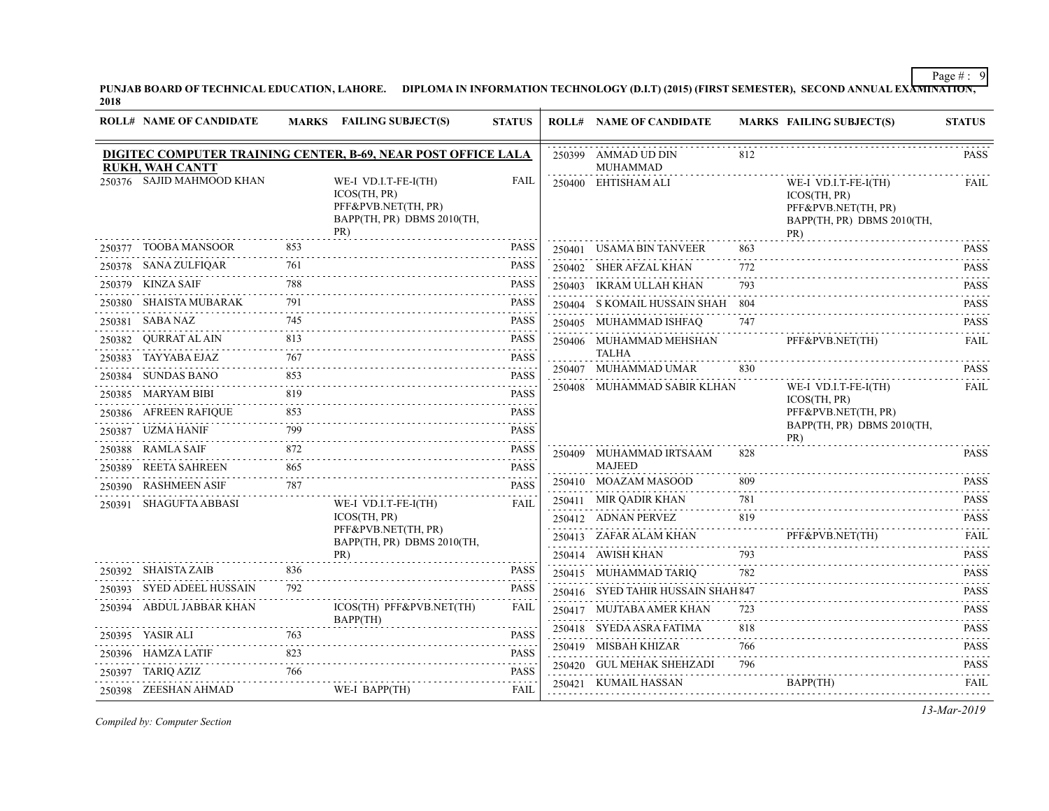PUNJAB BOARD OF TECHNICAL EDUCATION, LAHORE. DIPLOMA IN INFORMATION TECHNOLOGY (D.I.T) (2015) (FIRST SEMESTER), SECOND ANNUAL EXAMINATION, 2018

## DIGITEC COMPUTER TRAINING CENTER, B-69, NEAR POST OFFICE LALA RUKH, WAH CANTT

| ROLL# | NAME OF CANDIDATE | MARKS | FAILING SUBJECT(S) | STATUS |
|---|---|---|---|---|
| 250376 | SAJID MAHMOOD KHAN | | WE-I VD.I.T-FE-I(TH) ICOS(TH, PR) PFF&PVB.NET(TH, PR) BAPP(TH, PR) DBMS 2010(TH, PR) | FAIL |
| 250377 | TOOBA MANSOOR | 853 | | PASS |
| 250378 | SANA ZULFIQAR | 761 | | PASS |
| 250379 | KINZA SAIF | 788 | | PASS |
| 250380 | SHAISTA MUBARAK | 791 | | PASS |
| 250381 | SABA NAZ | 745 | | PASS |
| 250382 | QURRAT AL AIN | 813 | | PASS |
| 250383 | TAYYABA EJAZ | 767 | | PASS |
| 250384 | SUNDAS BANO | 853 | | PASS |
| 250385 | MARYAM BIBI | 819 | | PASS |
| 250386 | AFREEN RAFIQUE | 853 | | PASS |
| 250387 | UZMA HANIF | 799 | | PASS |
| 250388 | RAMLA SAIF | 872 | | PASS |
| 250389 | REETA SAHREEN | 865 | | PASS |
| 250390 | RASHMEEN ASIF | 787 | | PASS |
| 250391 | SHAGUFTA ABBASI | | WE-I VD.I.T-FE-I(TH) ICOS(TH, PR) PFF&PVB.NET(TH, PR) BAPP(TH, PR) DBMS 2010(TH, PR) | FAIL |
| 250392 | SHAISTA ZAIB | 836 | | PASS |
| 250393 | SYED ADEEL HUSSAIN | 792 | | PASS |
| 250394 | ABDUL JABBAR KHAN | | ICOS(TH) PFF&PVB.NET(TH) BAPP(TH) | FAIL |
| 250395 | YASIR ALI | 763 | | PASS |
| 250396 | HAMZA LATIF | 823 | | PASS |
| 250397 | TARIQ AZIZ | 766 | | PASS |
| 250398 | ZEESHAN AHMAD | | WE-I BAPP(TH) | FAIL |
| 250399 | AMMAD UD DIN MUHAMMAD | 812 | | PASS |
| 250400 | EHTISHAM ALI | | WE-I VD.I.T-FE-I(TH) ICOS(TH, PR) PFF&PVB.NET(TH, PR) BAPP(TH, PR) DBMS 2010(TH, PR) | FAIL |
| 250401 | USAMA BIN TANVEER | 863 | | PASS |
| 250402 | SHER AFZAL KHAN | 772 | | PASS |
| 250403 | IKRAM ULLAH KHAN | 793 | | PASS |
| 250404 | S KOMAIL HUSSAIN SHAH | 804 | | PASS |
| 250405 | MUHAMMAD ISHFAQ | 747 | | PASS |
| 250406 | MUHAMMAD MEHSHAN TALHA | | PFF&PVB.NET(TH) | FAIL |
| 250407 | MUHAMMAD UMAR | 830 | | PASS |
| 250408 | MUHAMMAD SABIR KLHAN | | WE-I VD.I.T-FE-I(TH) ICOS(TH, PR) PFF&PVB.NET(TH, PR) BAPP(TH, PR) DBMS 2010(TH, PR) | FAIL |
| 250409 | MUHAMMAD IRTSAAM MAJEED | 828 | | PASS |
| 250410 | MOAZAM MASOOD | 809 | | PASS |
| 250411 | MIR QADIR KHAN | 781 | | PASS |
| 250412 | ADNAN PERVEZ | 819 | | PASS |
| 250413 | ZAFAR ALAM KHAN | | PFF&PVB.NET(TH) | FAIL |
| 250414 | AWISH KHAN | 793 | | PASS |
| 250415 | MUHAMMAD TARIQ | 782 | | PASS |
| 250416 | SYED TAHIR HUSSAIN SHAH | 847 | | PASS |
| 250417 | MUJTABA AMER KHAN | 723 | | PASS |
| 250418 | SYEDA ASRA FATIMA | 818 | | PASS |
| 250419 | MISBAH KHIZAR | 766 | | PASS |
| 250420 | GUL MEHAK SHEHZADI | 796 | | PASS |
| 250421 | KUMAIL HASSAN | | BAPP(TH) | FAIL |

*Compiled by: Computer Section*

*13-Mar-2019*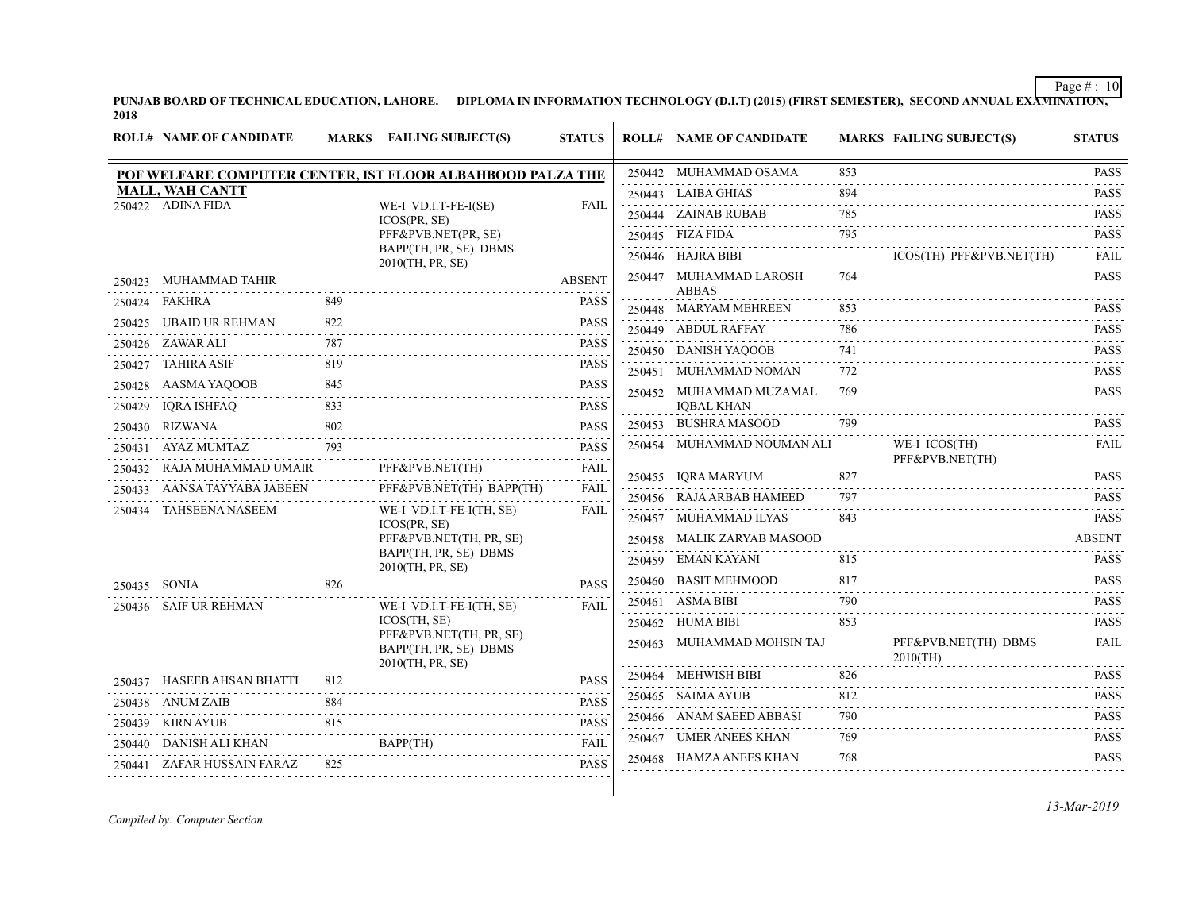**PUNJAB BOARD OF TECHNICAL EDUCATION, LAHORE. DIPLOMA IN INFORMATION TECHNOLOGY (D.I.T) (2015) (FIRST SEMESTER), SECOND ANNUAL EXAMINATION, 2018**

**POF WELFARE COMPUTER CENTER, IST FLOOR ALBAHBOOD PALZA THE MALL, WAH CANTT**

| ROLL# | NAME OF CANDIDATE | MARKS | FAILING SUBJECT(S) | STATUS |
|---|---|---|---|---|
| 250422 | ADINA FIDA | | WE-I VD.I.T-FE-I(SE) ICOS(PR, SE) PFF&PVB.NET(PR, SE) BAPP(TH, PR, SE) DBMS 2010(TH, PR, SE) | FAIL |
| 250423 | MUHAMMAD TAHIR | | | ABSENT |
| 250424 | FAKHRA | 849 | | PASS |
| 250425 | UBAID UR REHMAN | 822 | | PASS |
| 250426 | ZAWAR ALI | 787 | | PASS |
| 250427 | TAHIRA ASIF | 819 | | PASS |
| 250428 | AASMA YAQOOB | 845 | | PASS |
| 250429 | IQRA ISHFAQ | 833 | | PASS |
| 250430 | RIZWANA | 802 | | PASS |
| 250431 | AYAZ MUMTAZ | 793 | | PASS |
| 250432 | RAJA MUHAMMAD UMAIR | | PFF&PVB.NET(TH) | FAIL |
| 250433 | AANSA TAYYABA JABEEN | | PFF&PVB.NET(TH) BAPP(TH) | FAIL |
| 250434 | TAHSEENA NASEEM | | WE-I VD.I.T-FE-I(TH, SE) ICOS(PR, SE) PFF&PVB.NET(TH, PR, SE) BAPP(TH, PR, SE) DBMS 2010(TH, PR, SE) | FAIL |
| 250435 | SONIA | 826 | | PASS |
| 250436 | SAIF UR REHMAN | | WE-I VD.I.T-FE-I(TH, SE) ICOS(TH, SE) PFF&PVB.NET(TH, PR, SE) BAPP(TH, PR, SE) DBMS 2010(TH, PR, SE) | FAIL |
| 250437 | HASEEB AHSAN BHATTI | 812 | | PASS |
| 250438 | ANUM ZAIB | 884 | | PASS |
| 250439 | KIRN AYUB | 815 | | PASS |
| 250440 | DANISH ALI KHAN | | BAPP(TH) | FAIL |
| 250441 | ZAFAR HUSSAIN FARAZ | 825 | | PASS |
| 250442 | MUHAMMAD OSAMA | 853 | | PASS |
| 250443 | LAIBA GHIAS | 894 | | PASS |
| 250444 | ZAINAB RUBAB | 785 | | PASS |
| 250445 | FIZA FIDA | 795 | | PASS |
| 250446 | HAJRA BIBI | | ICOS(TH) PFF&PVB.NET(TH) | FAIL |
| 250447 | MUHAMMAD LAROSH ABBAS | 764 | | PASS |
| 250448 | MARYAM MEHREEN | 853 | | PASS |
| 250449 | ABDUL RAFFAY | 786 | | PASS |
| 250450 | DANISH YAQOOB | 741 | | PASS |
| 250451 | MUHAMMAD NOMAN | 772 | | PASS |
| 250452 | MUHAMMAD MUZAMAL IQBAL KHAN | 769 | | PASS |
| 250453 | BUSHRA MASOOD | 799 | | PASS |
| 250454 | MUHAMMAD NOUMAN ALI | | WE-I ICOS(TH) PFF&PVB.NET(TH) | FAIL |
| 250455 | IQRA MARYUM | 827 | | PASS |
| 250456 | RAJA ARBAB HAMEED | 797 | | PASS |
| 250457 | MUHAMMAD ILYAS | 843 | | PASS |
| 250458 | MALIK ZARYAB MASOOD | | | ABSENT |
| 250459 | EMAN KAYANI | 815 | | PASS |
| 250460 | BASIT MEHMOOD | 817 | | PASS |
| 250461 | ASMA BIBI | 790 | | PASS |
| 250462 | HUMA BIBI | 853 | | PASS |
| 250463 | MUHAMMAD MOHSIN TAJ | | PFF&PVB.NET(TH) DBMS 2010(TH) | FAIL |
| 250464 | MEHWISH BIBI | 826 | | PASS |
| 250465 | SAIMA AYUB | 812 | | PASS |
| 250466 | ANAM SAEED ABBASI | 790 | | PASS |
| 250467 | UMER ANEES KHAN | 769 | | PASS |
| 250468 | HAMZA ANEES KHAN | 768 | | PASS |

*Compiled by: Computer Section*

*13-Mar-2019*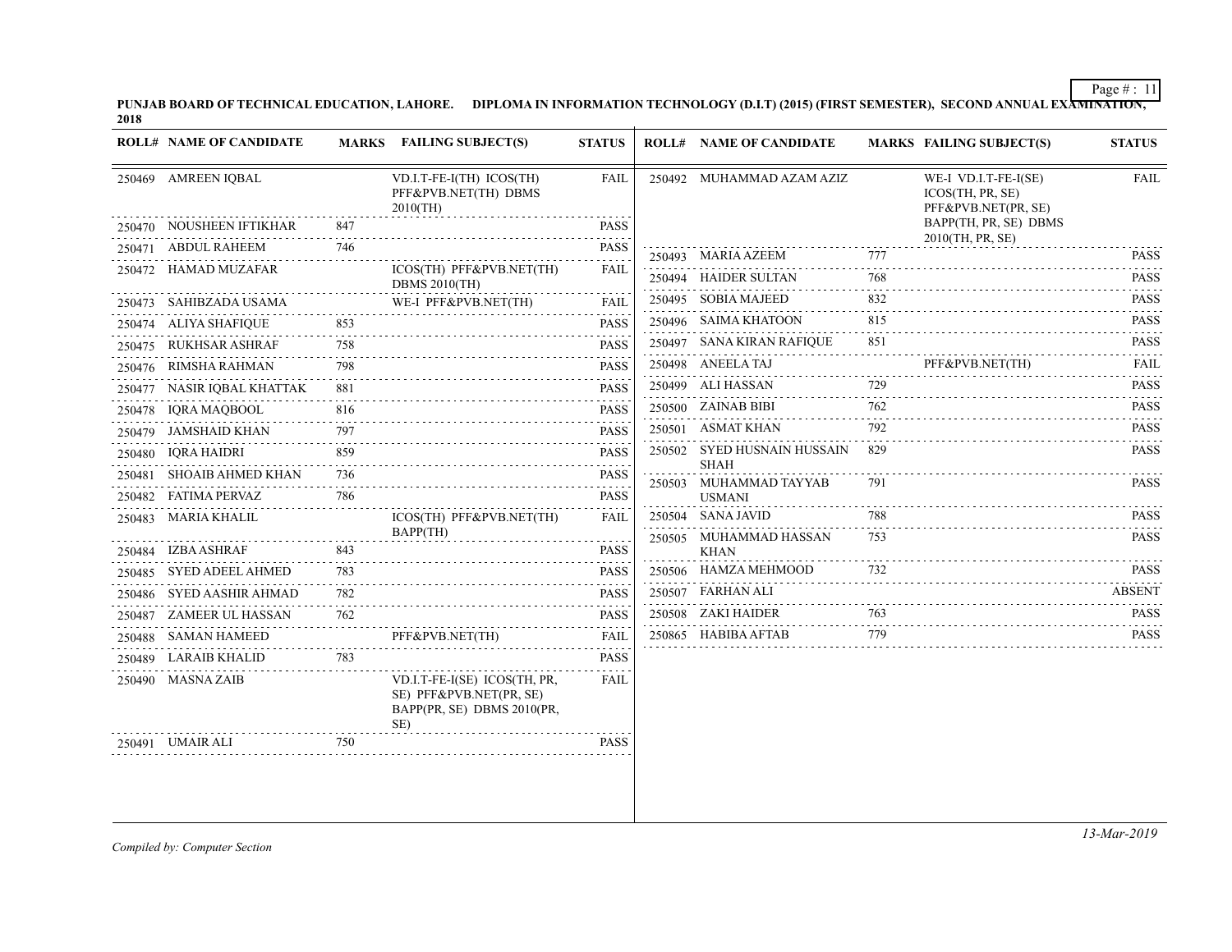**PUNJAB BOARD OF TECHNICAL EDUCATION, LAHORE. DIPLOMA IN INFORMATION TECHNOLOGY (D.I.T) (2015) (FIRST SEMESTER), SECOND ANNUAL EXAMINATION, 2018**

| ROLL# | NAME OF CANDIDATE | MARKS | FAILING SUBJECT(S) | STATUS |
|---|---|---|---|---|
| 250469 | AMREEN IQBAL | | VD.I.T-FE-I(TH) ICOS(TH) PFF&PVB.NET(TH) DBMS 2010(TH) | FAIL |
| 250470 | NOUSHEEN IFTIKHAR | 847 | | PASS |
| 250471 | ABDUL RAHEEM | 746 | | PASS |
| 250472 | HAMAD MUZAFAR | | ICOS(TH) PFF&PVB.NET(TH) DBMS 2010(TH) | FAIL |
| 250473 | SAHIBZADA USAMA | | WE-I PFF&PVB.NET(TH) | FAIL |
| 250474 | ALIYA SHAFIQUE | 853 | | PASS |
| 250475 | RUKHSAR ASHRAF | 758 | | PASS |
| 250476 | RIMSHA RAHMAN | 798 | | PASS |
| 250477 | NASIR IQBAL KHATTAK | 881 | | PASS |
| 250478 | IQRA MAQBOOL | 816 | | PASS |
| 250479 | JAMSHAID KHAN | 797 | | PASS |
| 250480 | IQRA HAIDRI | 859 | | PASS |
| 250481 | SHOAIB AHMED KHAN | 736 | | PASS |
| 250482 | FATIMA PERVAZ | 786 | | PASS |
| 250483 | MARIA KHALIL | | ICOS(TH) PFF&PVB.NET(TH) BAPP(TH) | FAIL |
| 250484 | IZBA ASHRAF | 843 | | PASS |
| 250485 | SYED ADEEL AHMED | 783 | | PASS |
| 250486 | SYED AASHIR AHMAD | 782 | | PASS |
| 250487 | ZAMEER UL HASSAN | 762 | | PASS |
| 250488 | SAMAN HAMEED | | PFF&PVB.NET(TH) | FAIL |
| 250489 | LARAIB KHALID | 783 | | PASS |
| 250490 | MASNA ZAIB | | VD.I.T-FE-I(SE) ICOS(TH, PR, SE) PFF&PVB.NET(PR, SE) BAPP(PR, SE) DBMS 2010(PR, SE) | FAIL |
| 250491 | UMAIR ALI | 750 | | PASS |
| 250492 | MUHAMMAD AZAM AZIZ | | WE-I VD.I.T-FE-I(SE) ICOS(TH, PR, SE) PFF&PVB.NET(PR, SE) BAPP(TH, PR, SE) DBMS 2010(TH, PR, SE) | FAIL |
| 250493 | MARIA AZEEM | 777 | | PASS |
| 250494 | HAIDER SULTAN | 768 | | PASS |
| 250495 | SOBIA MAJEED | 832 | | PASS |
| 250496 | SAIMA KHATOON | 815 | | PASS |
| 250497 | SANA KIRAN RAFIQUE | 851 | | PASS |
| 250498 | ANEELA TAJ | | PFF&PVB.NET(TH) | FAIL |
| 250499 | ALI HASSAN | 729 | | PASS |
| 250500 | ZAINAB BIBI | 762 | | PASS |
| 250501 | ASMAT KHAN | 792 | | PASS |
| 250502 | SYED HUSNAIN HUSSAIN SHAH | 829 | | PASS |
| 250503 | MUHAMMAD TAYYAB USMANI | 791 | | PASS |
| 250504 | SANA JAVID | 788 | | PASS |
| 250505 | MUHAMMAD HASSAN KHAN | 753 | | PASS |
| 250506 | HAMZA MEHMOOD | 732 | | PASS |
| 250507 | FARHAN ALI | | | ABSENT |
| 250508 | ZAKI HAIDER | 763 | | PASS |
| 250865 | HABIBA AFTAB | 779 | | PASS |

*Compiled by: Computer Section*

*13-Mar-2019*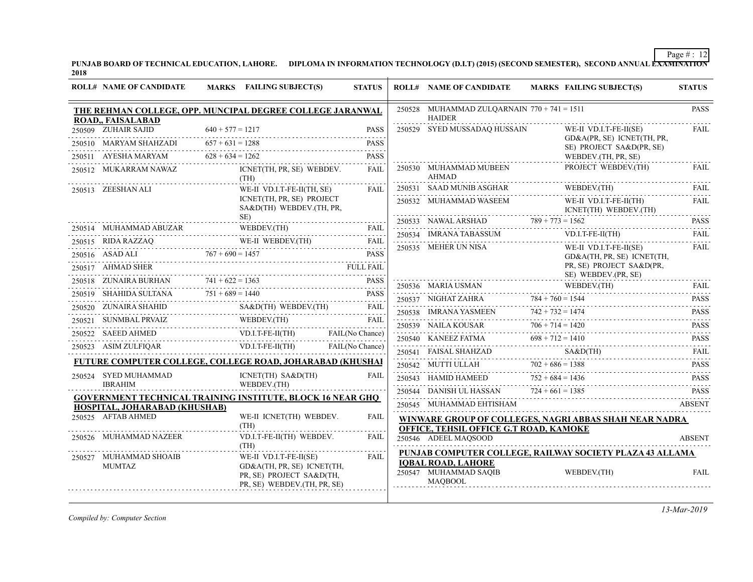**PUNJAB BOARD OF TECHNICAL EDUCATION, LAHORE. DIPLOMA IN INFORMATION TECHNOLOGY (D.I.T) (2015) (SECOND SEMESTER), SECOND ANNUAL EXAMINATION 2018**

| ROLL# | NAME OF CANDIDATE | MARKS | FAILING SUBJECT(S) | STATUS |
|---|---|---|---|---|
| **THE REHMAN COLLEGE, OPP. MUNCIPAL DEGREE COLLEGE JARANWAL ROAD,, FAISALABAD** | | | | |
| 250509 | ZUHAIR SAJID | 640 + 577 = 1217 | | PASS |
| 250510 | MARYAM SHAHZADI | 657 + 631 = 1288 | | PASS |
| 250511 | AYESHA MARYAM | 628 + 634 = 1262 | | PASS |
| 250512 | MUKARRAM NAWAZ | | ICNET(TH, PR, SE) WEBDEV.(TH) | FAIL |
| 250513 | ZEESHAN ALI | | WE-II VD.I.T-FE-II(TH, SE) ICNET(TH, PR, SE) PROJECT SA&D(TH) WEBDEV.(TH, PR, SE) | FAIL |
| 250514 | MUHAMMAD ABUZAR | | WEBDEV.(TH) | FAIL |
| 250515 | RIDA RAZZAQ | | WE-II WEBDEV.(TH) | FAIL |
| 250516 | ASAD ALI | 767 + 690 = 1457 | | PASS |
| 250517 | AHMAD SHER | | | FULL FAIL |
| 250518 | ZUNAIRA BURHAN | 741 + 622 = 1363 | | PASS |
| 250519 | SHAHIDA SULTANA | 751 + 689 = 1440 | | PASS |
| 250520 | ZUNAIRA SHAHID | | SA&D(TH) WEBDEV.(TH) | FAIL |
| 250521 | SUNMBAL PRVAIZ | | WEBDEV.(TH) | FAIL |
| 250522 | SAEED AHMED | | VD.I.T-FE-II(TH) | FAIL(No Chance) |
| 250523 | ASIM ZULFIQAR | | VD.I.T-FE-II(TH) | FAIL(No Chance) |
| **FUTURE COMPUTER COLLEGE, COLLEGE ROAD, JOHARABAD (KHUSHAI** | | | | |
| 250524 | SYED MUHAMMAD IBRAHIM | | ICNET(TH) SA&D(TH) WEBDEV.(TH) | FAIL |
| **GOVERNMENT TECHNICAL TRAINING INSTITUTE, BLOCK 16 NEAR GHQ HOSPITAL, JOHARABAD (KHUSHAB)** | | | | |
| 250525 | AFTAB AHMED | | WE-II ICNET(TH) WEBDEV.(TH) | FAIL |
| 250526 | MUHAMMAD NAZEER | | VD.I.T-FE-II(TH) WEBDEV.(TH) | FAIL |
| 250527 | MUHAMMAD SHOAIB MUMTAZ | | WE-II VD.I.T-FE-II(SE) GD&A(TH, PR, SE) ICNET(TH, PR, SE) PROJECT SA&D(TH, PR, SE) WEBDEV.(TH, PR, SE) | FAIL |
| 250528 | MUHAMMAD ZULQARNAIN HAIDER | 770 + 741 = 1511 | | PASS |
| 250529 | SYED MUSSADAQ HUSSAIN | | WE-II VD.I.T-FE-II(SE) GD&A(PR, SE) ICNET(TH, PR, SE) PROJECT SA&D(PR, SE) WEBDEV.(TH, PR, SE) | FAIL |
| 250530 | MUHAMMAD MUBEEN AHMAD | | PROJECT WEBDEV.(TH) | FAIL |
| 250531 | SAAD MUNIB ASGHAR | | WEBDEV.(TH) | FAIL |
| 250532 | MUHAMMAD WASEEM | | WE-II VD.I.T-FE-II(TH) ICNET(TH) WEBDEV.(TH) | FAIL |
| 250533 | NAWAL ARSHAD | 789 + 773 = 1562 | | PASS |
| 250534 | IMRANA TABASSUM | | VD.I.T-FE-II(TH) | FAIL |
| 250535 | MEHER UN NISA | | WE-II VD.I.T-FE-II(SE) GD&A(TH, PR, SE) ICNET(TH, PR, SE) PROJECT SA&D(PR, SE) WEBDEV.(PR, SE) | FAIL |
| 250536 | MARIA USMAN | | WEBDEV.(TH) | FAIL |
| 250537 | NIGHAT ZAHRA | 784 + 760 = 1544 | | PASS |
| 250538 | IMRANA YASMEEN | 742 + 732 = 1474 | | PASS |
| 250539 | NAILA KOUSAR | 706 + 714 = 1420 | | PASS |
| 250540 | KANEEZ FATMA | 698 + 712 = 1410 | | PASS |
| 250541 | FAISAL SHAHZAD | | SA&D(TH) | FAIL |
| 250542 | MUTTI ULLAH | 702 + 686 = 1388 | | PASS |
| 250543 | HAMID HAMEED | 752 + 684 = 1436 | | PASS |
| 250544 | DANISH UL HASSAN | 724 + 661 = 1385 | | PASS |
| 250545 | MUHAMMAD EHTISHAM | | | ABSENT |
| **WINWARE GROUP OF COLLEGES, NAGRI ABBAS SHAH NEAR NADRA OFFICE, TEHSIL OFFICE G.T ROAD, KAMOKE** | | | | |
| 250546 | ADEEL MAQSOOD | | | ABSENT |
| **PUNJAB COMPUTER COLLEGE, RAILWAY SOCIETY PLAZA 43 ALLAMA IQBAL ROAD, LAHORE** | | | | |
| 250547 | MUHAMMAD SAQIB MAQBOOL | | WEBDEV.(TH) | FAIL |

*Compiled by: Computer Section*

*13-Mar-2019*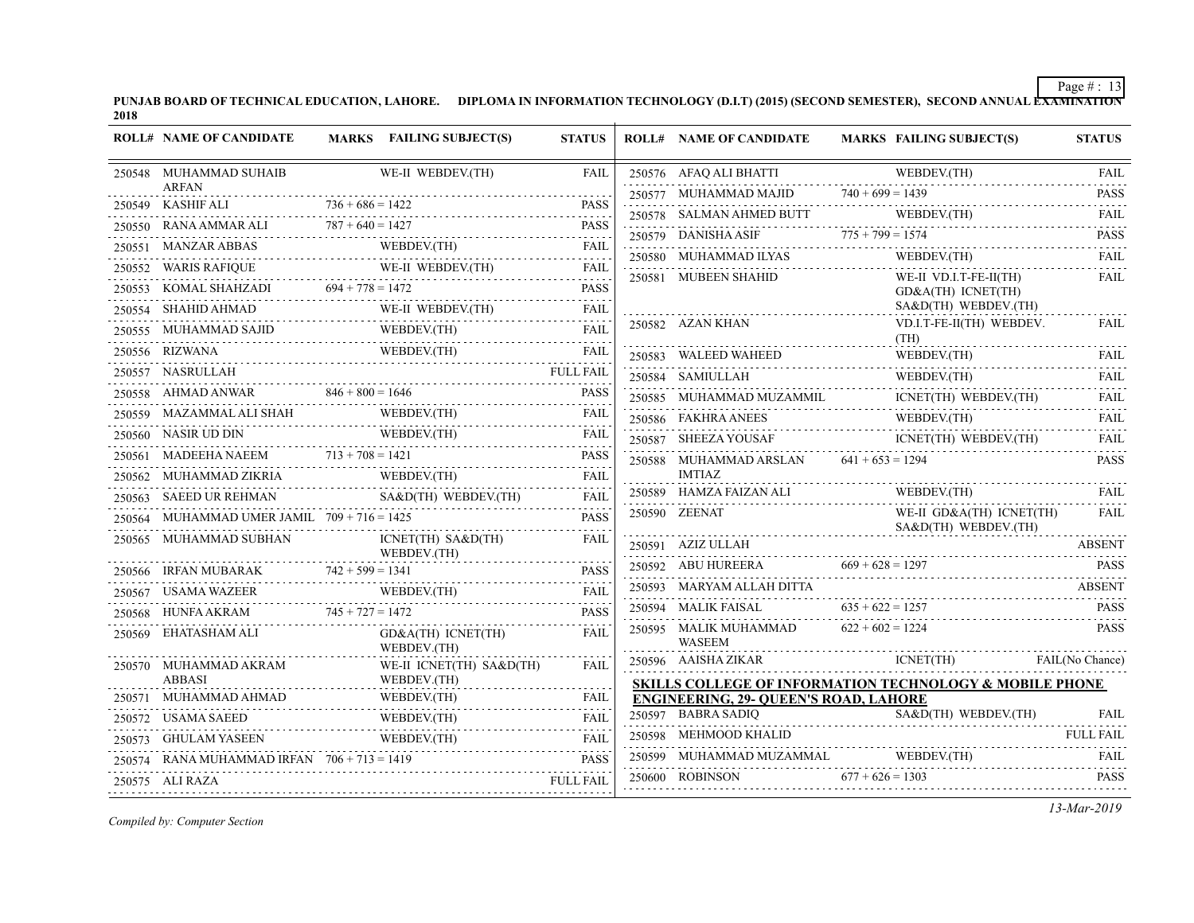**PUNJAB BOARD OF TECHNICAL EDUCATION, LAHORE. DIPLOMA IN INFORMATION TECHNOLOGY (D.I.T) (2015) (SECOND SEMESTER), SECOND ANNUAL EXAMINATION 2018**

| ROLL# | NAME OF CANDIDATE | MARKS | FAILING SUBJECT(S) | STATUS |
|---|---|---|---|---|
| 250548 | MUHAMMAD SUHAIB ARFAN | | WE-II WEBDEV.(TH) | FAIL |
| 250549 | KASHIF ALI | 736 + 686 = 1422 | | PASS |
| 250550 | RANA AMMAR ALI | 787 + 640 = 1427 | | PASS |
| 250551 | MANZAR ABBAS | | WEBDEV.(TH) | FAIL |
| 250552 | WARIS RAFIQUE | | WE-II WEBDEV.(TH) | FAIL |
| 250553 | KOMAL SHAHZADI | 694 + 778 = 1472 | | PASS |
| 250554 | SHAHID AHMAD | | WE-II WEBDEV.(TH) | FAIL |
| 250555 | MUHAMMAD SAJID | | WEBDEV.(TH) | FAIL |
| 250556 | RIZWANA | | WEBDEV.(TH) | FAIL |
| 250557 | NASRULLAH | | | FULL FAIL |
| 250558 | AHMAD ANWAR | 846 + 800 = 1646 | | PASS |
| 250559 | MAZAMMAL ALI SHAH | | WEBDEV.(TH) | FAIL |
| 250560 | NASIR UD DIN | | WEBDEV.(TH) | FAIL |
| 250561 | MADEEHA NAEEM | 713 + 708 = 1421 | | PASS |
| 250562 | MUHAMMAD ZIKRIA | | WEBDEV.(TH) | FAIL |
| 250563 | SAEED UR REHMAN | | SA&D(TH) WEBDEV.(TH) | FAIL |
| 250564 | MUHAMMAD UMER JAMIL | 709 + 716 = 1425 | | PASS |
| 250565 | MUHAMMAD SUBHAN | | ICNET(TH) SA&D(TH) WEBDEV.(TH) | FAIL |
| 250566 | IRFAN MUBARAK | 742 + 599 = 1341 | | PASS |
| 250567 | USAMA WAZEER | | WEBDEV.(TH) | FAIL |
| 250568 | HUNFA AKRAM | 745 + 727 = 1472 | | PASS |
| 250569 | EHATASHAM ALI | | GD&A(TH) ICNET(TH) WEBDEV.(TH) | FAIL |
| 250570 | MUHAMMAD AKRAM ABBASI | | WE-II ICNET(TH) SA&D(TH) WEBDEV.(TH) | FAIL |
| 250571 | MUHAMMAD AHMAD | | WEBDEV.(TH) | FAIL |
| 250572 | USAMA SAEED | | WEBDEV.(TH) | FAIL |
| 250573 | GHULAM YASEEN | | WEBDEV.(TH) | FAIL |
| 250574 | RANA MUHAMMAD IRFAN | 706 + 713 = 1419 | | PASS |
| 250575 | ALI RAZA | | | FULL FAIL |
| 250576 | AFAQ ALI BHATTI | | WEBDEV.(TH) | FAIL |
| 250577 | MUHAMMAD MAJID | 740 + 699 = 1439 | | PASS |
| 250578 | SALMAN AHMED BUTT | | WEBDEV.(TH) | FAIL |
| 250579 | DANISHA ASIF | 775 + 799 = 1574 | | PASS |
| 250580 | MUHAMMAD ILYAS | | WEBDEV.(TH) | FAIL |
| 250581 | MUBEEN SHAHID | | WE-II VD.I.T-FE-II(TH) GD&A(TH) ICNET(TH) SA&D(TH) WEBDEV.(TH) | FAIL |
| 250582 | AZAN KHAN | | VD.I.T-FE-II(TH) WEBDEV.(TH) | FAIL |
| 250583 | WALEED WAHEED | | WEBDEV.(TH) | FAIL |
| 250584 | SAMIULLAH | | WEBDEV.(TH) | FAIL |
| 250585 | MUHAMMAD MUZAMMIL | | ICNET(TH) WEBDEV.(TH) | FAIL |
| 250586 | FAKHRA ANEES | | WEBDEV.(TH) | FAIL |
| 250587 | SHEEZA YOUSAF | | ICNET(TH) WEBDEV.(TH) | FAIL |
| 250588 | MUHAMMAD ARSLAN IMTIAZ | 641 + 653 = 1294 | | PASS |
| 250589 | HAMZA FAIZAN ALI | | WEBDEV.(TH) | FAIL |
| 250590 | ZEENAT | | WE-II GD&A(TH) ICNET(TH) SA&D(TH) WEBDEV.(TH) | FAIL |
| 250591 | AZIZ ULLAH | | | ABSENT |
| 250592 | ABU HUREERA | 669 + 628 = 1297 | | PASS |
| 250593 | MARYAM ALLAH DITTA | | | ABSENT |
| 250594 | MALIK FAISAL | 635 + 622 = 1257 | | PASS |
| 250595 | MALIK MUHAMMAD WASEEM | 622 + 602 = 1224 | | PASS |
| 250596 | AAISHA ZIKAR | | ICNET(TH) | FAIL(No Chance) |

**SKILLS COLLEGE OF INFORMATION TECHNOLOGY & MOBILE PHONE ENGINEERING, 29- QUEEN'S ROAD, LAHORE**

| ROLL# | NAME OF CANDIDATE | MARKS | FAILING SUBJECT(S) | STATUS |
|---|---|---|---|---|
| 250597 | BABRA SADIQ | | SA&D(TH) WEBDEV.(TH) | FAIL |
| 250598 | MEHMOOD KHALID | | | FULL FAIL |
| 250599 | MUHAMMAD MUZAMMAL | | WEBDEV.(TH) | FAIL |
| 250600 | ROBINSON | 677 + 626 = 1303 | | PASS |

*Compiled by: Computer Section*

*13-Mar-2019*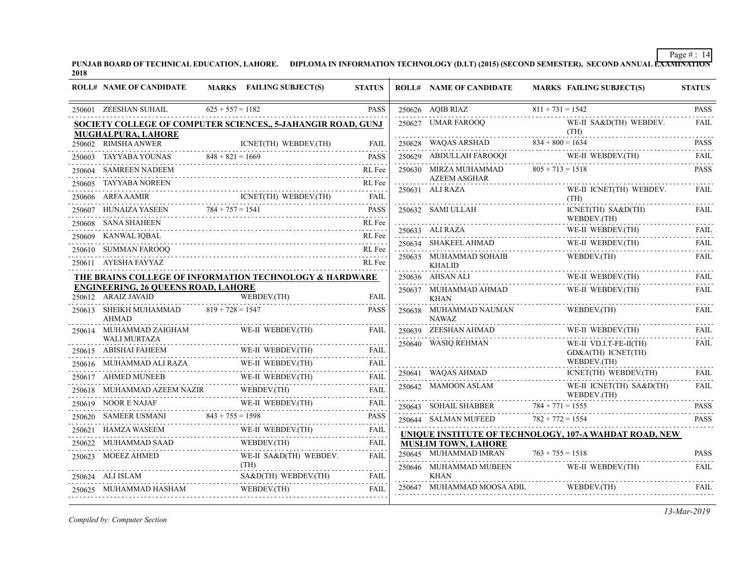**PUNJAB BOARD OF TECHNICAL EDUCATION, LAHORE. DIPLOMA IN INFORMATION TECHNOLOGY (D.I.T) (2015) (SECOND SEMESTER), SECOND ANNUAL EXAMINATION 2018**

| ROLL# | NAME OF CANDIDATE | MARKS | FAILING SUBJECT(S) | STATUS |
|---|---|---|---|---|
| 250601 | ZEESHAN SUHAIL | 625 + 557 = 1182 | | PASS |
| **SOCIETY COLLEGE OF COMPUTER SCIENCES,, 5-JAHANGIR ROAD, GUNJ MUGHALPURA, LAHORE** | | | | |
| 250602 | RIMSHA ANWER | | ICNET(TH) WEBDEV.(TH) | FAIL |
| 250603 | TAYYABA YOUNAS | 848 + 821 = 1669 | | PASS |
| 250604 | SAMREEN NADEEM | | | RL Fee |
| 250605 | TAYYABA NOREEN | | | RL Fee |
| 250606 | ARFA AAMIR | | ICNET(TH) WEBDEV.(TH) | FAIL |
| 250607 | HUNAIZA YASEEN | 784 + 757 = 1541 | | PASS |
| 250608 | SANA SHAHEEN | | | RL Fee |
| 250609 | KANWAL IQBAL | | | RL Fee |
| 250610 | SUMMAN FAROOQ | | | RL Fee |
| 250611 | AYESHA FAYYAZ | | | RL Fee |
| **THE BRAINS COLLEGE OF INFORMATION TECHNOLOGY & HARDWARE ENGINEERING, 26 QUEENS ROAD, LAHORE** | | | | |
| 250612 | ARAIZ JAVAID | | WEBDEV.(TH) | FAIL |
| 250613 | SHEIKH MUHAMMAD AHMAD | 819 + 728 = 1547 | | PASS |
| 250614 | MUHAMMAD ZAIGHAM WALI MURTAZA | | WE-II WEBDEV.(TH) | FAIL |
| 250615 | ABISHAI FAHEEM | | WE-II WEBDEV.(TH) | FAIL |
| 250616 | MUHAMMAD ALI RAZA | | WE-II WEBDEV.(TH) | FAIL |
| 250617 | AHMED MUNEEB | | WE-II WEBDEV.(TH) | FAIL |
| 250618 | MUHAMMAD AZEEM NAZIR | | WEBDEV.(TH) | FAIL |
| 250619 | NOOR E NAJAF | | WE-II WEBDEV.(TH) | FAIL |
| 250620 | SAMEER USMANI | 843 + 755 = 1598 | | PASS |
| 250621 | HAMZA WASEEM | | WE-II WEBDEV.(TH) | FAIL |
| 250622 | MUHAMMAD SAAD | | WEBDEV.(TH) | FAIL |
| 250623 | MOEEZ AHMED | | WE-II SA&D(TH) WEBDEV.(TH) | FAIL |
| 250624 | ALI ISLAM | | SA&D(TH) WEBDEV.(TH) | FAIL |
| 250625 | MUHAMMAD HASHAM | | WEBDEV.(TH) | FAIL |
| 250626 | AQIB RIAZ | 811 + 731 = 1542 | | PASS |
| 250627 | UMAR FAROOQ | | WE-II SA&D(TH) WEBDEV.(TH) | FAIL |
| 250628 | WAQAS ARSHAD | 834 + 800 = 1634 | | PASS |
| 250629 | ABDULLAH FAROOQI | | WE-II WEBDEV.(TH) | FAIL |
| 250630 | MIRZA MUHAMMAD AZEEM ASGHAR | 805 + 713 = 1518 | | PASS |
| 250631 | ALI RAZA | | WE-II ICNET(TH) WEBDEV.(TH) | FAIL |
| 250632 | SAMI ULLAH | | ICNET(TH) SA&D(TH) WEBDEV.(TH) | FAIL |
| 250633 | ALI RAZA | | WE-II WEBDEV.(TH) | FAIL |
| 250634 | SHAKEEL AHMAD | | WE-II WEBDEV.(TH) | FAIL |
| 250635 | MUHAMMAD SOHAIB KHALID | | WEBDEV.(TH) | FAIL |
| 250636 | AHSAN ALI | | WE-II WEBDEV.(TH) | FAIL |
| 250637 | MUHAMMAD AHMAD KHAN | | WE-II WEBDEV.(TH) | FAIL |
| 250638 | MUHAMMAD NAUMAN NAWAZ | | WEBDEV.(TH) | FAIL |
| 250639 | ZEESHAN AHMAD | | WE-II WEBDEV.(TH) | FAIL |
| 250640 | WASIQ REHMAN | | WE-II VD.I.T-FE-II(TH) GD&A(TH) ICNET(TH) WEBDEV.(TH) | FAIL |
| 250641 | WAQAS AHMAD | | ICNET(TH) WEBDEV.(TH) | FAIL |
| 250642 | MAMOON ASLAM | | WE-II ICNET(TH) SA&D(TH) WEBDEV.(TH) | FAIL |
| 250643 | SOHAIL SHABBER | 784 + 771 = 1555 | | PASS |
| 250644 | SALMAN MUFEED | 782 + 772 = 1554 | | PASS |
| **UNIQUE INSTITUTE OF TECHNOLOGY, 107-A WAHDAT ROAD, NEW MUSLIM TOWN, LAHORE** | | | | |
| 250645 | MUHAMMAD IMRAN | 763 + 755 = 1518 | | PASS |
| 250646 | MUHAMMAD MUBEEN KHAN | | WE-II WEBDEV.(TH) | FAIL |
| 250647 | MUHAMMAD MOOSA ADIL | | WEBDEV.(TH) | FAIL |

13-Mar-2019

*Compiled by: Computer Section*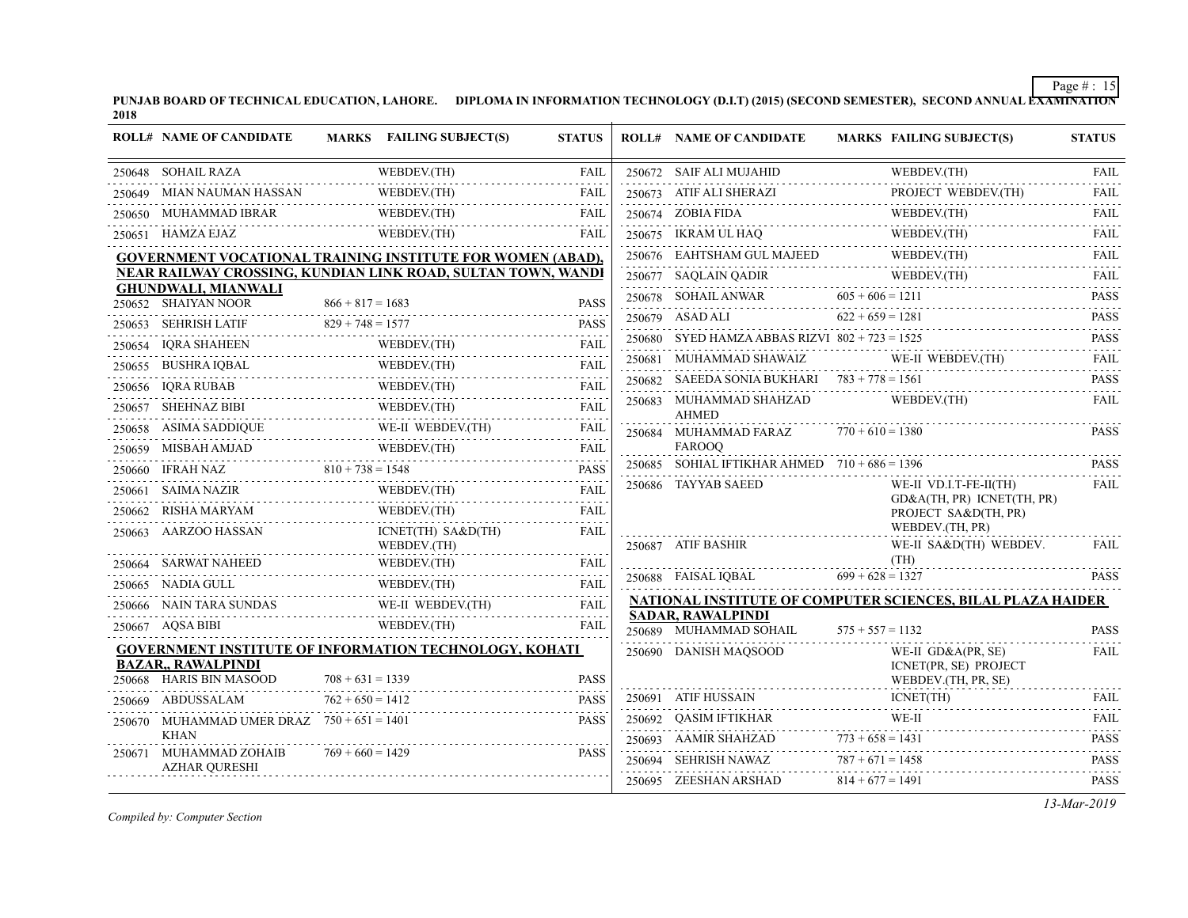PUNJAB BOARD OF TECHNICAL EDUCATION, LAHORE. DIPLOMA IN INFORMATION TECHNOLOGY (D.I.T) (2015) (SECOND SEMESTER), SECOND ANNUAL EXAMINATION 2018

| ROLL# | NAME OF CANDIDATE | MARKS | FAILING SUBJECT(S) | STATUS |
|---|---|---|---|---|
| 250648 | SOHAIL RAZA | | WEBDEV.(TH) | FAIL |
| 250649 | MIAN NAUMAN HASSAN | | WEBDEV.(TH) | FAIL |
| 250650 | MUHAMMAD IBRAR | | WEBDEV.(TH) | FAIL |
| 250651 | HAMZA EJAZ | | WEBDEV.(TH) | FAIL |

**GOVERNMENT VOCATIONAL TRAINING INSTITUTE FOR WOMEN (ABAD), NEAR RAILWAY CROSSING, KUNDIAN LINK ROAD, SULTAN TOWN, WANDI GHUNDWALI, MIANWALI**

| ROLL# | NAME OF CANDIDATE | MARKS | FAILING SUBJECT(S) | STATUS |
|---|---|---|---|---|
| 250652 | SHAIYAN NOOR | 866 + 817 = 1683 | | PASS |
| 250653 | SEHRISH LATIF | 829 + 748 = 1577 | | PASS |
| 250654 | IQRA SHAHEEN | | WEBDEV.(TH) | FAIL |
| 250655 | BUSHRA IQBAL | | WEBDEV.(TH) | FAIL |
| 250656 | IQRA RUBAB | | WEBDEV.(TH) | FAIL |
| 250657 | SHEHNAZ BIBI | | WEBDEV.(TH) | FAIL |
| 250658 | ASIMA SADDIQUE | | WE-II WEBDEV.(TH) | FAIL |
| 250659 | MISBAH AMJAD | | WEBDEV.(TH) | FAIL |
| 250660 | IFRAH NAZ | 810 + 738 = 1548 | | PASS |
| 250661 | SAIMA NAZIR | | WEBDEV.(TH) | FAIL |
| 250662 | RISHA MARYAM | | WEBDEV.(TH) | FAIL |
| 250663 | AARZOO HASSAN | | ICNET(TH) SA&D(TH) WEBDEV.(TH) | FAIL |
| 250664 | SARWAT NAHEED | | WEBDEV.(TH) | FAIL |
| 250665 | NADIA GULL | | WEBDEV.(TH) | FAIL |
| 250666 | NAIN TARA SUNDAS | | WE-II WEBDEV.(TH) | FAIL |
| 250667 | AQSA BIBI | | WEBDEV.(TH) | FAIL |

**GOVERNMENT INSTITUTE OF INFORMATION TECHNOLOGY, KOHATI BAZAR,, RAWALPINDI**

| ROLL# | NAME OF CANDIDATE | MARKS | FAILING SUBJECT(S) | STATUS |
|---|---|---|---|---|
| 250668 | HARIS BIN MASOOD | 708 + 631 = 1339 | | PASS |
| 250669 | ABDUSSALAM | 762 + 650 = 1412 | | PASS |
| 250670 | MUHAMMAD UMER DRAZ KHAN | 750 + 651 = 1401 | | PASS |
| 250671 | MUHAMMAD ZOHAIB AZHAR QURESHI | 769 + 660 = 1429 | | PASS |
| 250672 | SAIF ALI MUJAHID | | WEBDEV.(TH) | FAIL |
| 250673 | ATIF ALI SHERAZI | | PROJECT WEBDEV.(TH) | FAIL |
| 250674 | ZOBIA FIDA | | WEBDEV.(TH) | FAIL |
| 250675 | IKRAM UL HAQ | | WEBDEV.(TH) | FAIL |
| 250676 | EAHTSHAM GUL MAJEED | | WEBDEV.(TH) | FAIL |
| 250677 | SAQLAIN QADIR | | WEBDEV.(TH) | FAIL |
| 250678 | SOHAIL ANWAR | 605 + 606 = 1211 | | PASS |
| 250679 | ASAD ALI | 622 + 659 = 1281 | | PASS |
| 250680 | SYED HAMZA ABBAS RIZVI | 802 + 723 = 1525 | | PASS |
| 250681 | MUHAMMAD SHAWAIZ | | WE-II WEBDEV.(TH) | FAIL |
| 250682 | SAEEDA SONIA BUKHARI | 783 + 778 = 1561 | | PASS |
| 250683 | MUHAMMAD SHAHZAD AHMED | | WEBDEV.(TH) | FAIL |
| 250684 | MUHAMMAD FARAZ FAROOQ | 770 + 610 = 1380 | | PASS |
| 250685 | SOHIAL IFTIKHAR AHMED | 710 + 686 = 1396 | | PASS |
| 250686 | TAYYAB SAEED | | WE-II VD.I.T-FE-II(TH) GD&A(TH, PR) ICNET(TH, PR) PROJECT SA&D(TH, PR) WEBDEV.(TH, PR) | FAIL |
| 250687 | ATIF BASHIR | | WE-II SA&D(TH) WEBDEV.(TH) | FAIL |
| 250688 | FAISAL IQBAL | 699 + 628 = 1327 | | PASS |

**NATIONAL INSTITUTE OF COMPUTER SCIENCES, BILAL PLAZA HAIDER SADAR, RAWALPINDI**

| ROLL# | NAME OF CANDIDATE | MARKS | FAILING SUBJECT(S) | STATUS |
|---|---|---|---|---|
| 250689 | MUHAMMAD SOHAIL | 575 + 557 = 1132 | | PASS |
| 250690 | DANISH MAQSOOD | | WE-II GD&A(PR, SE) ICNET(PR, SE) PROJECT WEBDEV.(TH, PR, SE) | FAIL |
| 250691 | ATIF HUSSAIN | | ICNET(TH) | FAIL |
| 250692 | QASIM IFTIKHAR | | WE-II | FAIL |
| 250693 | AAMIR SHAHZAD | 773 + 658 = 1431 | | PASS |
| 250694 | SEHRISH NAWAZ | 787 + 671 = 1458 | | PASS |
| 250695 | ZEESHAN ARSHAD | 814 + 677 = 1491 | | PASS |

*Compiled by: Computer Section*

*13-Mar-2019*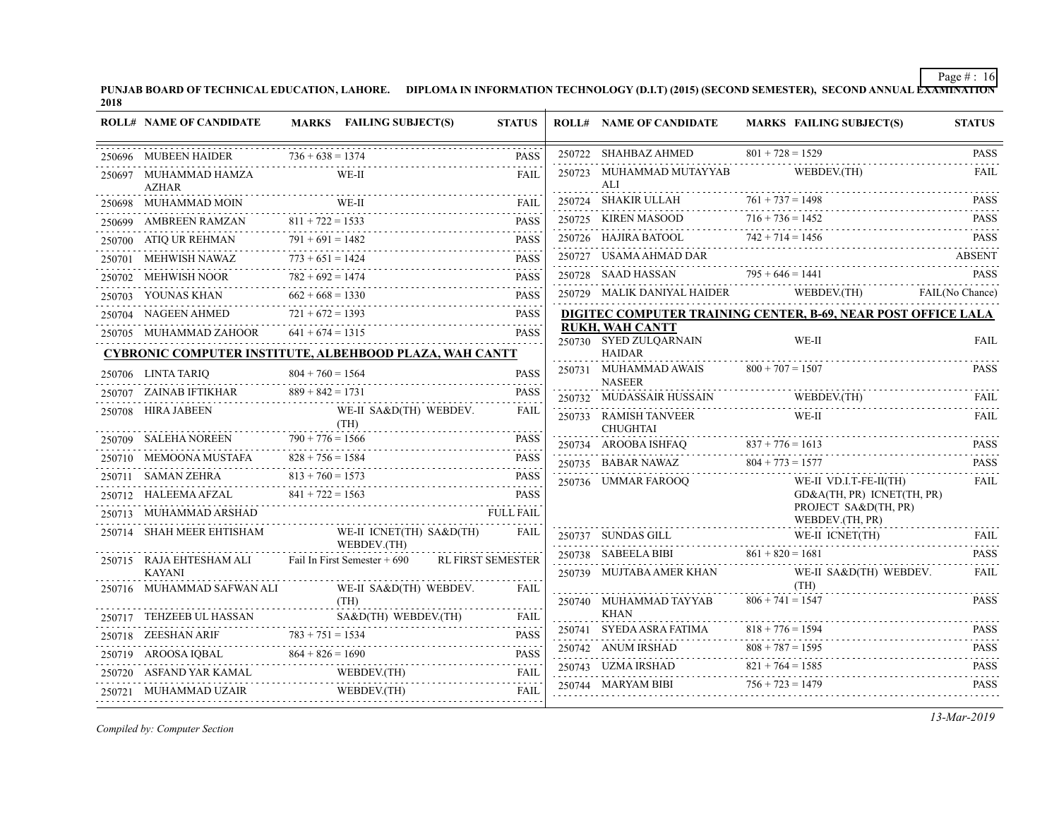**PUNJAB BOARD OF TECHNICAL EDUCATION, LAHORE. DIPLOMA IN INFORMATION TECHNOLOGY (D.I.T) (2015) (SECOND SEMESTER), SECOND ANNUAL EXAMINATION 2018**

| ROLL# | NAME OF CANDIDATE | MARKS | FAILING SUBJECT(S) | STATUS |
|---|---|---|---|---|
| 250696 | MUBEEN HAIDER | 736 + 638 = 1374 | | PASS |
| 250697 | MUHAMMAD HAMZA AZHAR | | WE-II | FAIL |
| 250698 | MUHAMMAD MOIN | | WE-II | FAIL |
| 250699 | AMBREEN RAMZAN | 811 + 722 = 1533 | | PASS |
| 250700 | ATIQ UR REHMAN | 791 + 691 = 1482 | | PASS |
| 250701 | MEHWISH NAWAZ | 773 + 651 = 1424 | | PASS |
| 250702 | MEHWISH NOOR | 782 + 692 = 1474 | | PASS |
| 250703 | YOUNAS KHAN | 662 + 668 = 1330 | | PASS |
| 250704 | NAGEEN AHMED | 721 + 672 = 1393 | | PASS |
| 250705 | MUHAMMAD ZAHOOR | 641 + 674 = 1315 | | PASS |

**CYBRONIC COMPUTER INSTITUTE, ALBEHBOOD PLAZA, WAH CANTT**

| ROLL# | NAME OF CANDIDATE | MARKS | FAILING SUBJECT(S) | STATUS |
|---|---|---|---|---|
| 250706 | LINTA TARIQ | 804 + 760 = 1564 | | PASS |
| 250707 | ZAINAB IFTIKHAR | 889 + 842 = 1731 | | PASS |
| 250708 | HIRA JABEEN | | WE-II SA&D(TH) WEBDEV.(TH) | FAIL |
| 250709 | SALEHA NOREEN | 790 + 776 = 1566 | | PASS |
| 250710 | MEMOONA MUSTAFA | 828 + 756 = 1584 | | PASS |
| 250711 | SAMAN ZEHRA | 813 + 760 = 1573 | | PASS |
| 250712 | HALEEMA AFZAL | 841 + 722 = 1563 | | PASS |
| 250713 | MUHAMMAD ARSHAD | | | FULL FAIL |
| 250714 | SHAH MEER EHTISHAM | | WE-II ICNET(TH) SA&D(TH) WEBDEV.(TH) | FAIL |
| 250715 | RAJA EHTESHAM ALI KAYANI | Fail In First Semester + 690 | | RL FIRST SEMESTER |
| 250716 | MUHAMMAD SAFWAN ALI | | WE-II SA&D(TH) WEBDEV.(TH) | FAIL |
| 250717 | TEHZEEB UL HASSAN | | SA&D(TH) WEBDEV.(TH) | FAIL |
| 250718 | ZEESHAN ARIF | 783 + 751 = 1534 | | PASS |
| 250719 | AROOSA IQBAL | 864 + 826 = 1690 | | PASS |
| 250720 | ASFAND YAR KAMAL | | WEBDEV.(TH) | FAIL |
| 250721 | MUHAMMAD UZAIR | | WEBDEV.(TH) | FAIL |
| 250722 | SHAHBAZ AHMED | 801 + 728 = 1529 | | PASS |
| 250723 | MUHAMMAD MUTAYYAB ALI | | WEBDEV.(TH) | FAIL |
| 250724 | SHAKIR ULLAH | 761 + 737 = 1498 | | PASS |
| 250725 | KIREN MASOOD | 716 + 736 = 1452 | | PASS |
| 250726 | HAJIRA BATOOL | 742 + 714 = 1456 | | PASS |
| 250727 | USAMA AHMAD DAR | | | ABSENT |
| 250728 | SAAD HASSAN | 795 + 646 = 1441 | | PASS |
| 250729 | MALIK DANIYAL HAIDER | | WEBDEV.(TH) | FAIL(No Chance) |

**DIGITEC COMPUTER TRAINING CENTER, B-69, NEAR POST OFFICE LALA RUKH, WAH CANTT**

| ROLL# | NAME OF CANDIDATE | MARKS | FAILING SUBJECT(S) | STATUS |
|---|---|---|---|---|
| 250730 | SYED ZULQARNAIN HAIDAR | | WE-II | FAIL |
| 250731 | MUHAMMAD AWAIS NASEER | 800 + 707 = 1507 | | PASS |
| 250732 | MUDASSAIR HUSSAIN | | WEBDEV.(TH) | FAIL |
| 250733 | RAMISH TANVEER CHUGHTAI | | WE-II | FAIL |
| 250734 | AROOBA ISHFAQ | 837 + 776 = 1613 | | PASS |
| 250735 | BABAR NAWAZ | 804 + 773 = 1577 | | PASS |
| 250736 | UMMAR FAROOQ | | WE-II VD.I.T-FE-II(TH) GD&A(TH, PR) ICNET(TH, PR) PROJECT SA&D(TH, PR) WEBDEV.(TH, PR) | FAIL |
| 250737 | SUNDAS GILL | | WE-II ICNET(TH) | FAIL |
| 250738 | SABEELA BIBI | 861 + 820 = 1681 | | PASS |
| 250739 | MUJTABA AMER KHAN | | WE-II SA&D(TH) WEBDEV.(TH) | FAIL |
| 250740 | MUHAMMAD TAYYAB KHAN | 806 + 741 = 1547 | | PASS |
| 250741 | SYEDA ASRA FATIMA | 818 + 776 = 1594 | | PASS |
| 250742 | ANUM IRSHAD | 808 + 787 = 1595 | | PASS |
| 250743 | UZMA IRSHAD | 821 + 764 = 1585 | | PASS |
| 250744 | MARYAM BIBI | 756 + 723 = 1479 | | PASS |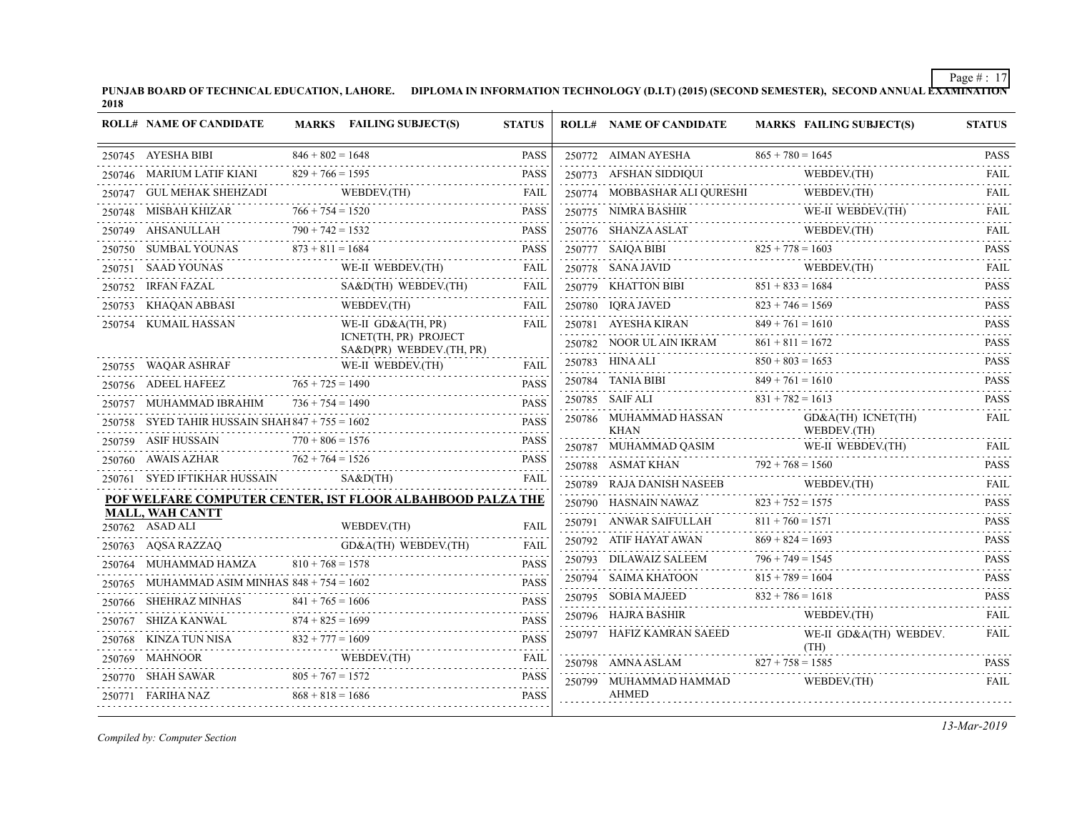**PUNJAB BOARD OF TECHNICAL EDUCATION, LAHORE. DIPLOMA IN INFORMATION TECHNOLOGY (D.I.T) (2015) (SECOND SEMESTER), SECOND ANNUAL EXAMINATION 2018**

| ROLL# | NAME OF CANDIDATE | MARKS | FAILING SUBJECT(S) | STATUS |
|---|---|---|---|---|
| 250745 | AYESHA BIBI | 846 + 802 = 1648 | | PASS |
| 250746 | MARIUM LATIF KIANI | 829 + 766 = 1595 | | PASS |
| 250747 | GUL MEHAK SHEHZADI | | WEBDEV.(TH) | FAIL |
| 250748 | MISBAH KHIZAR | 766 + 754 = 1520 | | PASS |
| 250749 | AHSANULLAH | 790 + 742 = 1532 | | PASS |
| 250750 | SUMBAL YOUNAS | 873 + 811 = 1684 | | PASS |
| 250751 | SAAD YOUNAS | | WE-II WEBDEV.(TH) | FAIL |
| 250752 | IRFAN FAZAL | | SA&D(TH) WEBDEV.(TH) | FAIL |
| 250753 | KHAQAN ABBASI | | WEBDEV.(TH) | FAIL |
| 250754 | KUMAIL HASSAN | | WE-II GD&A(TH, PR) ICNET(TH, PR) PROJECT SA&D(PR) WEBDEV.(TH, PR) | FAIL |
| 250755 | WAQAR ASHRAF | | WE-II WEBDEV.(TH) | FAIL |
| 250756 | ADEEL HAFEEZ | 765 + 725 = 1490 | | PASS |
| 250757 | MUHAMMAD IBRAHIM | 736 + 754 = 1490 | | PASS |
| 250758 | SYED TAHIR HUSSAIN SHAH | 847 + 755 = 1602 | | PASS |
| 250759 | ASIF HUSSAIN | 770 + 806 = 1576 | | PASS |
| 250760 | AWAIS AZHAR | 762 + 764 = 1526 | | PASS |
| 250761 | SYED IFTIKHAR HUSSAIN | | SA&D(TH) | FAIL |

**POF WELFARE COMPUTER CENTER, IST FLOOR ALBAHBOOD PALZA THE MALL, WAH CANTT**

| ROLL# | NAME OF CANDIDATE | MARKS | FAILING SUBJECT(S) | STATUS |
|---|---|---|---|---|
| 250762 | ASAD ALI | | WEBDEV.(TH) | FAIL |
| 250763 | AQSA RAZZAQ | | GD&A(TH) WEBDEV.(TH) | FAIL |
| 250764 | MUHAMMAD HAMZA | 810 + 768 = 1578 | | PASS |
| 250765 | MUHAMMAD ASIM MINHAS | 848 + 754 = 1602 | | PASS |
| 250766 | SHEHRAZ MINHAS | 841 + 765 = 1606 | | PASS |
| 250767 | SHIZA KANWAL | 874 + 825 = 1699 | | PASS |
| 250768 | KINZA TUN NISA | 832 + 777 = 1609 | | PASS |
| 250769 | MAHNOOR | | WEBDEV.(TH) | FAIL |
| 250770 | SHAH SAWAR | 805 + 767 = 1572 | | PASS |
| 250771 | FARIHA NAZ | 868 + 818 = 1686 | | PASS |
| 250772 | AIMAN AYESHA | 865 + 780 = 1645 | | PASS |
| 250773 | AFSHAN SIDDIQUI | | WEBDEV.(TH) | FAIL |
| 250774 | MOBBASHAR ALI QURESHI | | WEBDEV.(TH) | FAIL |
| 250775 | NIMRA BASHIR | | WE-II WEBDEV.(TH) | FAIL |
| 250776 | SHANZA ASLAT | | WEBDEV.(TH) | FAIL |
| 250777 | SAIQA BIBI | 825 + 778 = 1603 | | PASS |
| 250778 | SANA JAVID | | WEBDEV.(TH) | FAIL |
| 250779 | KHATTON BIBI | 851 + 833 = 1684 | | PASS |
| 250780 | IQRA JAVED | 823 + 746 = 1569 | | PASS |
| 250781 | AYESHA KIRAN | 849 + 761 = 1610 | | PASS |
| 250782 | NOOR UL AIN IKRAM | 861 + 811 = 1672 | | PASS |
| 250783 | HINA ALI | 850 + 803 = 1653 | | PASS |
| 250784 | TANIA BIBI | 849 + 761 = 1610 | | PASS |
| 250785 | SAIF ALI | 831 + 782 = 1613 | | PASS |
| 250786 | MUHAMMAD HASSAN KHAN | | GD&A(TH) ICNET(TH) WEBDEV.(TH) | FAIL |
| 250787 | MUHAMMAD QASIM | | WE-II WEBDEV.(TH) | FAIL |
| 250788 | ASMAT KHAN | 792 + 768 = 1560 | | PASS |
| 250789 | RAJA DANISH NASEEB | | WEBDEV.(TH) | FAIL |
| 250790 | HASNAIN NAWAZ | 823 + 752 = 1575 | | PASS |
| 250791 | ANWAR SAIFULLAH | 811 + 760 = 1571 | | PASS |
| 250792 | ATIF HAYAT AWAN | 869 + 824 = 1693 | | PASS |
| 250793 | DILAWAIZ SALEEM | 796 + 749 = 1545 | | PASS |
| 250794 | SAIMA KHATOON | 815 + 789 = 1604 | | PASS |
| 250795 | SOBIA MAJEED | 832 + 786 = 1618 | | PASS |
| 250796 | HAJRA BASHIR | | WEBDEV.(TH) | FAIL |
| 250797 | HAFIZ KAMRAN SAEED | | WE-II GD&A(TH) WEBDEV.(TH) | FAIL |
| 250798 | AMNA ASLAM | 827 + 758 = 1585 | | PASS |
| 250799 | MUHAMMAD HAMMAD AHMED | | WEBDEV.(TH) | FAIL |

*Compiled by: Computer Section*

*13-Mar-2019*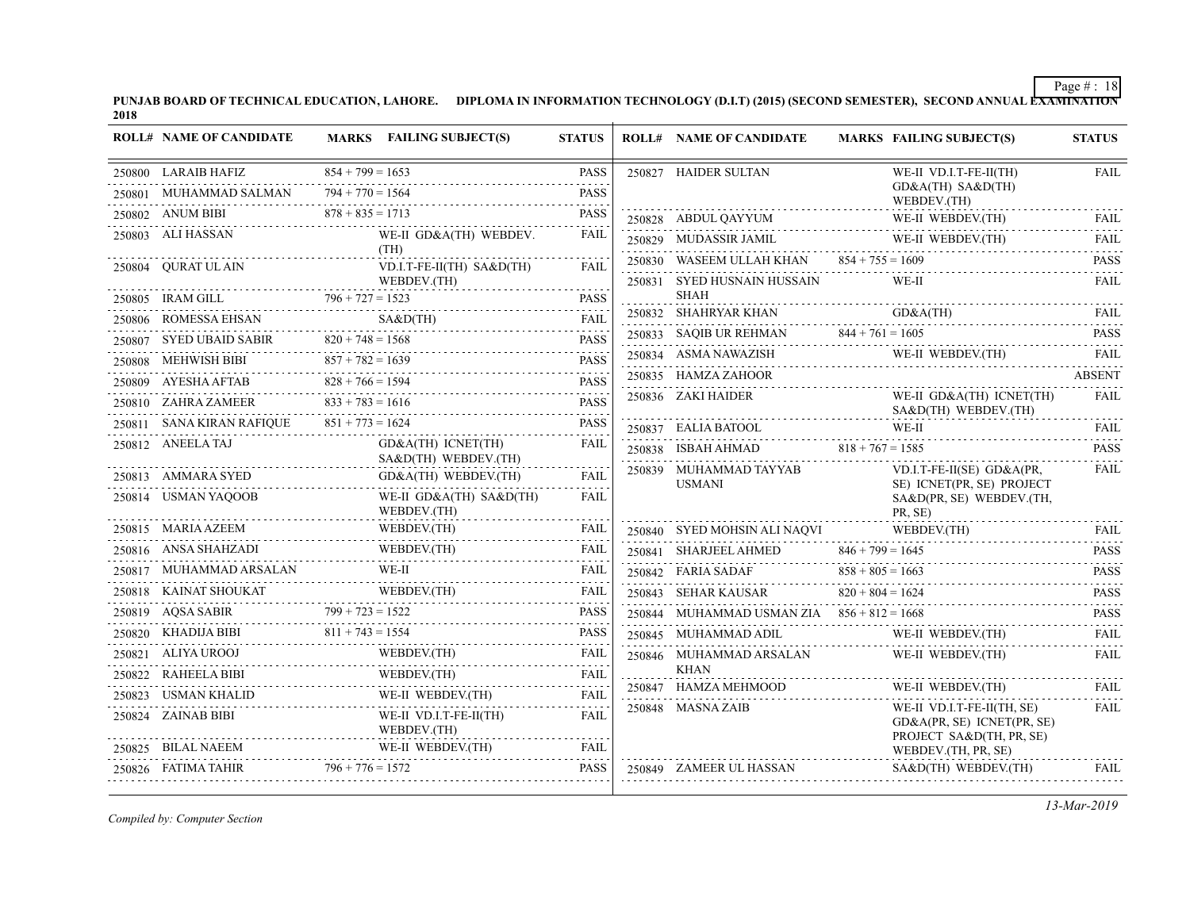**PUNJAB BOARD OF TECHNICAL EDUCATION, LAHORE. DIPLOMA IN INFORMATION TECHNOLOGY (D.I.T) (2015) (SECOND SEMESTER), SECOND ANNUAL EXAMINATION 2018**

| ROLL# | NAME OF CANDIDATE | MARKS | FAILING SUBJECT(S) | STATUS |
|---|---|---|---|---|
| 250800 | LARAIB HAFIZ | 854 + 799 = 1653 | | PASS |
| 250801 | MUHAMMAD SALMAN | 794 + 770 = 1564 | | PASS |
| 250802 | ANUM BIBI | 878 + 835 = 1713 | | PASS |
| 250803 | ALI HASSAN | | WE-II GD&A(TH) WEBDEV.(TH) | FAIL |
| 250804 | QURAT UL AIN | | VD.I.T-FE-II(TH) SA&D(TH) WEBDEV.(TH) | FAIL |
| 250805 | IRAM GILL | 796 + 727 = 1523 | | PASS |
| 250806 | ROMESSA EHSAN | | SA&D(TH) | FAIL |
| 250807 | SYED UBAID SABIR | 820 + 748 = 1568 | | PASS |
| 250808 | MEHWISH BIBI | 857 + 782 = 1639 | | PASS |
| 250809 | AYESHA AFTAB | 828 + 766 = 1594 | | PASS |
| 250810 | ZAHRA ZAMEER | 833 + 783 = 1616 | | PASS |
| 250811 | SANA KIRAN RAFIQUE | 851 + 773 = 1624 | | PASS |
| 250812 | ANEELA TAJ | | GD&A(TH) ICNET(TH) SA&D(TH) WEBDEV.(TH) | FAIL |
| 250813 | AMMARA SYED | | GD&A(TH) WEBDEV.(TH) | FAIL |
| 250814 | USMAN YAQOOB | | WE-II GD&A(TH) SA&D(TH) WEBDEV.(TH) | FAIL |
| 250815 | MARIA AZEEM | | WEBDEV.(TH) | FAIL |
| 250816 | ANSA SHAHZADI | | WEBDEV.(TH) | FAIL |
| 250817 | MUHAMMAD ARSALAN | | WE-II | FAIL |
| 250818 | KAINAT SHOUKAT | | WEBDEV.(TH) | FAIL |
| 250819 | AQSA SABIR | 799 + 723 = 1522 | | PASS |
| 250820 | KHADIJA BIBI | 811 + 743 = 1554 | | PASS |
| 250821 | ALIYA UROOJ | | WEBDEV.(TH) | FAIL |
| 250822 | RAHEELA BIBI | | WEBDEV.(TH) | FAIL |
| 250823 | USMAN KHALID | | WE-II WEBDEV.(TH) | FAIL |
| 250824 | ZAINAB BIBI | | WE-II VD.I.T-FE-II(TH) WEBDEV.(TH) | FAIL |
| 250825 | BILAL NAEEM | | WE-II WEBDEV.(TH) | FAIL |
| 250826 | FATIMA TAHIR | 796 + 776 = 1572 | | PASS |
| 250827 | HAIDER SULTAN | | WE-II VD.I.T-FE-II(TH) GD&A(TH) SA&D(TH) WEBDEV.(TH) | FAIL |
| 250828 | ABDUL QAYYUM | | WE-II WEBDEV.(TH) | FAIL |
| 250829 | MUDASSIR JAMIL | | WE-II WEBDEV.(TH) | FAIL |
| 250830 | WASEEM ULLAH KHAN | 854 + 755 = 1609 | | PASS |
| 250831 | SYED HUSNAIN HUSSAIN SHAH | | WE-II | FAIL |
| 250832 | SHAHRYAR KHAN | | GD&A(TH) | FAIL |
| 250833 | SAQIB UR REHMAN | 844 + 761 = 1605 | | PASS |
| 250834 | ASMA NAWAZISH | | WE-II WEBDEV.(TH) | FAIL |
| 250835 | HAMZA ZAHOOR | | | ABSENT |
| 250836 | ZAKI HAIDER | | WE-II GD&A(TH) ICNET(TH) SA&D(TH) WEBDEV.(TH) | FAIL |
| 250837 | EALIA BATOOL | | WE-II | FAIL |
| 250838 | ISBAH AHMAD | 818 + 767 = 1585 | | PASS |
| 250839 | MUHAMMAD TAYYAB USMANI | | VD.I.T-FE-II(SE) GD&A(PR, SE) ICNET(PR, SE) PROJECT SA&D(PR, SE) WEBDEV.(TH, PR, SE) | FAIL |
| 250840 | SYED MOHSIN ALI NAQVI | | WEBDEV.(TH) | FAIL |
| 250841 | SHARJEEL AHMED | 846 + 799 = 1645 | | PASS |
| 250842 | FARIA SADAF | 858 + 805 = 1663 | | PASS |
| 250843 | SEHAR KAUSAR | 820 + 804 = 1624 | | PASS |
| 250844 | MUHAMMAD USMAN ZIA | 856 + 812 = 1668 | | PASS |
| 250845 | MUHAMMAD ADIL | | WE-II WEBDEV.(TH) | FAIL |
| 250846 | MUHAMMAD ARSALAN KHAN | | WE-II WEBDEV.(TH) | FAIL |
| 250847 | HAMZA MEHMOOD | | WE-II WEBDEV.(TH) | FAIL |
| 250848 | MASNA ZAIB | | WE-II VD.I.T-FE-II(TH, SE) GD&A(PR, SE) ICNET(PR, SE) PROJECT SA&D(TH, PR, SE) WEBDEV.(TH, PR, SE) | FAIL |
| 250849 | ZAMEER UL HASSAN | | SA&D(TH) WEBDEV.(TH) | FAIL |

*Compiled by: Computer Section*

*13-Mar-2019*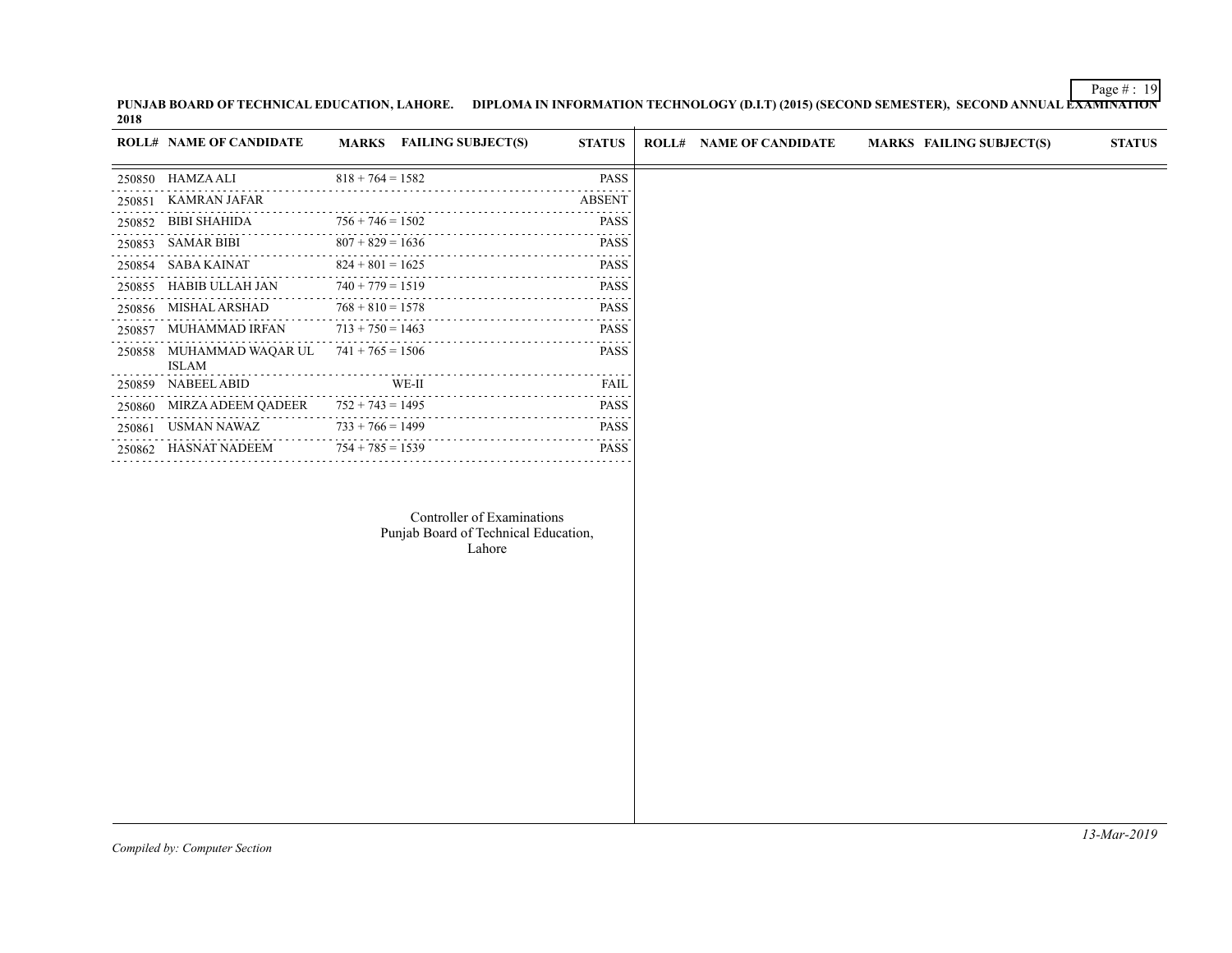**PUNJAB BOARD OF TECHNICAL EDUCATION, LAHORE. DIPLOMA IN INFORMATION TECHNOLOGY (D.I.T) (2015) (SECOND SEMESTER), SECOND ANNUAL EXAMINATION 2018**

| ROLL# | NAME OF CANDIDATE | MARKS | FAILING SUBJECT(S) | STATUS |
|---|---|---|---|---|
| 250850 | HAMZA ALI | 818 + 764 = 1582 | | PASS |
| 250851 | KAMRAN JAFAR | | | ABSENT |
| 250852 | BIBI SHAHIDA | 756 + 746 = 1502 | | PASS |
| 250853 | SAMAR BIBI | 807 + 829 = 1636 | | PASS |
| 250854 | SABA KAINAT | 824 + 801 = 1625 | | PASS |
| 250855 | HABIB ULLAH JAN | 740 + 779 = 1519 | | PASS |
| 250856 | MISHAL ARSHAD | 768 + 810 = 1578 | | PASS |
| 250857 | MUHAMMAD IRFAN | 713 + 750 = 1463 | | PASS |
| 250858 | MUHAMMAD WAQAR UL ISLAM | 741 + 765 = 1506 | | PASS |
| 250859 | NABEEL ABID | | WE-II | FAIL |
| 250860 | MIRZA ADEEM QADEER | 752 + 743 = 1495 | | PASS |
| 250861 | USMAN NAWAZ | 733 + 766 = 1499 | | PASS |
| 250862 | HASNAT NADEEM | 754 + 785 = 1539 | | PASS |

Controller of Examinations
Punjab Board of Technical Education,
Lahore

*Compiled by: Computer Section*

*13-Mar-2019*